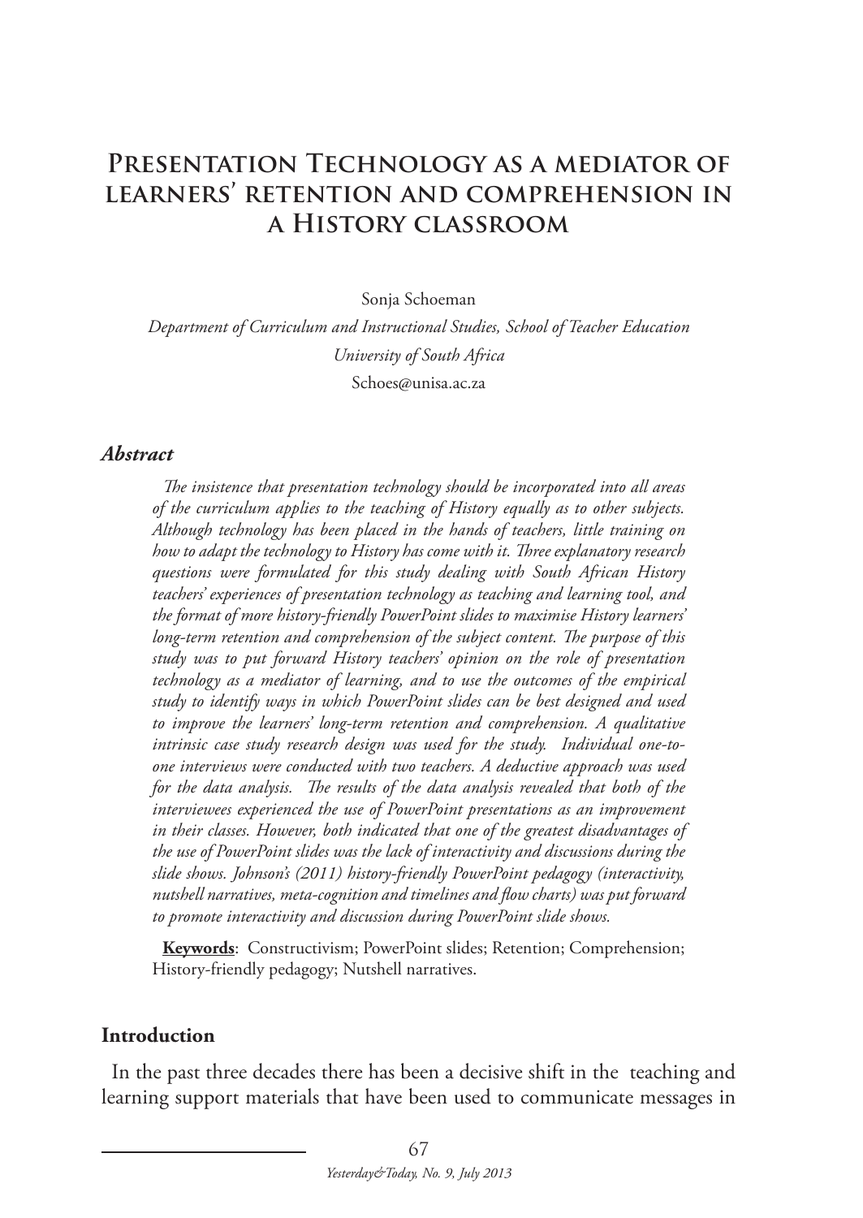# Presentation Technology as a mediator of learners' retention and comprehension in a History classroom

Sonja Schoeman

*Department of Curriculum and Instructional Studies, School of Teacher Education*

*University of South Africa*

Schoes@unisa.ac.za

### *Abstract*

*The insistence that presentation technology should be incorporated into all areas of the curriculum applies to the teaching of History equally as to other subjects. Although technology has been placed in the hands of teachers, little training on how to adapt the technology to History has come with it. Three explanatory research questions were formulated for this study dealing with South African History teachers' experiences of presentation technology as teaching and learning tool, and the format of more history-friendly PowerPoint slides to maximise History learners' long-term retention and comprehension of the subject content. The purpose of this study was to put forward History teachers' opinion on the role of presentation technology as a mediator of learning, and to use the outcomes of the empirical study to identify ways in which PowerPoint slides can be best designed and used to improve the learners' long-term retention and comprehension. A qualitative intrinsic case study research design was used for the study. Individual one-to-one interviews were conducted with two teachers. A deductive approach was used for the data analysis. The results of the data analysis revealed that both of the interviewees experienced the use of PowerPoint presentations as an improvement in their classes. However, both indicated that one of the greatest disadvantages of the use of PowerPoint slides was the lack of interactivity and discussions during the slide shows. Johnson's (2011) history-friendly PowerPoint pedagogy (interactivity, nutshell narratives, meta-cognition and timelines and flow charts) was put forward to promote interactivity and discussion during PowerPoint slide shows.*

**Keywords**: Constructivism; PowerPoint slides; Retention; Comprehension; History-friendly pedagogy; Nutshell narratives.

### Introduction

In the past three decades there has been a decisive shift in the teaching and learning support materials that have been used to communicate messages in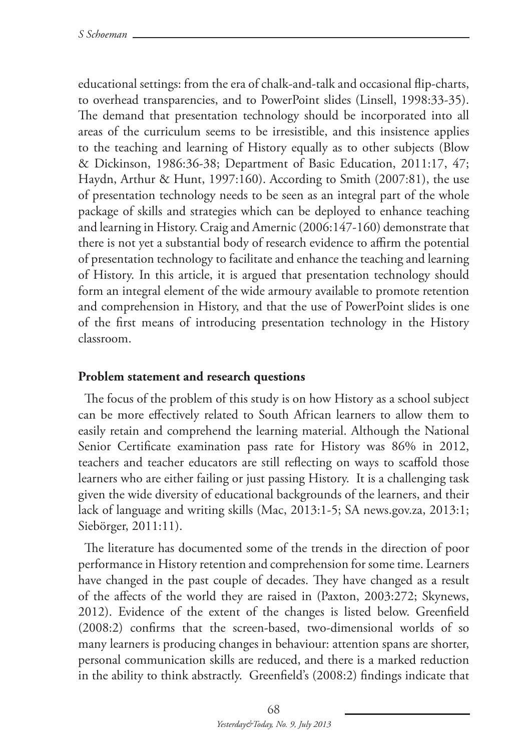educational settings: from the era of chalk-and-talk and occasional flip-charts, to overhead transparencies, and to PowerPoint slides (Linsell, 1998:33-35). The demand that presentation technology should be incorporated into all areas of the curriculum seems to be irresistible, and this insistence applies to the teaching and learning of History equally as to other subjects (Blow & Dickinson, 1986:36-38; Department of Basic Education, 2011:17, 47; Haydn, Arthur & Hunt, 1997:160). According to Smith (2007:81), the use of presentation technology needs to be seen as an integral part of the whole package of skills and strategies which can be deployed to enhance teaching and learning in History. Craig and Amernic (2006:147-160) demonstrate that there is not yet a substantial body of research evidence to affirm the potential of presentation technology to facilitate and enhance the teaching and learning of History. In this article, it is argued that presentation technology should form an integral element of the wide armoury available to promote retention and comprehension in History, and that the use of PowerPoint slides is one of the first means of introducing presentation technology in the History classroom.

**Problem statement and research questions**

The focus of the problem of this study is on how History as a school subject can be more effectively related to South African learners to allow them to easily retain and comprehend the learning material. Although the National Senior Certificate examination pass rate for History was 86% in 2012, teachers and teacher educators are still reflecting on ways to scaffold those learners who are either failing or just passing History. It is a challenging task given the wide diversity of educational backgrounds of the learners, and their lack of language and writing skills (Mac, 2013:1-5; SA news.gov.za, 2013:1; Siebörger, 2011:11).

The literature has documented some of the trends in the direction of poor performance in History retention and comprehension for some time. Learners have changed in the past couple of decades. They have changed as a result of the affects of the world they are raised in (Paxton, 2003:272; Skynews, 2012). Evidence of the extent of the changes is listed below. Greenfield (2008:2) confirms that the screen-based, two-dimensional worlds of so many learners is producing changes in behaviour: attention spans are shorter, personal communication skills are reduced, and there is a marked reduction in the ability to think abstractly. Greenfield's (2008:2) findings indicate that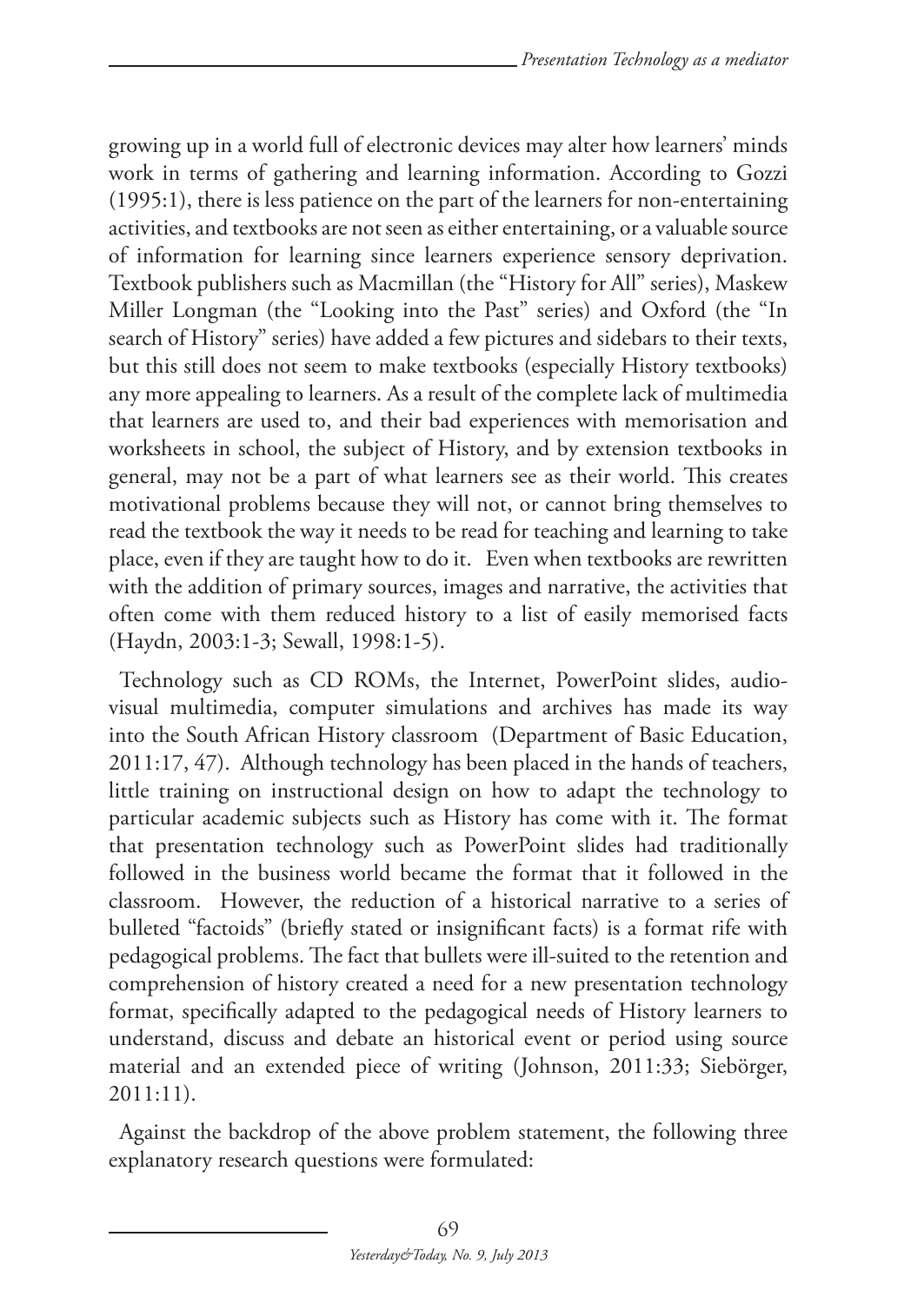growing up in a world full of electronic devices may alter how learners' minds work in terms of gathering and learning information. According to Gozzi (1995:1), there is less patience on the part of the learners for non-entertaining activities, and textbooks are not seen as either entertaining, or a valuable source of information for learning since learners experience sensory deprivation. Textbook publishers such as Macmillan (the "History for All" series), Maskew Miller Longman (the "Looking into the Past" series) and Oxford (the "In search of History" series) have added a few pictures and sidebars to their texts, but this still does not seem to make textbooks (especially History textbooks) any more appealing to learners. As a result of the complete lack of multimedia that learners are used to, and their bad experiences with memorisation and worksheets in school, the subject of History, and by extension textbooks in general, may not be a part of what learners see as their world. This creates motivational problems because they will not, or cannot bring themselves to read the textbook the way it needs to be read for teaching and learning to take place, even if they are taught how to do it. Even when textbooks are rewritten with the addition of primary sources, images and narrative, the activities that often come with them reduced history to a list of easily memorised facts (Haydn, 2003:1-3; Sewall, 1998:1-5).

Technology such as CD ROMs, the Internet, PowerPoint slides, audio-visual multimedia, computer simulations and archives has made its way into the South African History classroom (Department of Basic Education, 2011:17, 47). Although technology has been placed in the hands of teachers, little training on instructional design on how to adapt the technology to particular academic subjects such as History has come with it. The format that presentation technology such as PowerPoint slides had traditionally followed in the business world became the format that it followed in the classroom. However, the reduction of a historical narrative to a series of bulleted "factoids" (briefly stated or insignificant facts) is a format rife with pedagogical problems. The fact that bullets were ill-suited to the retention and comprehension of history created a need for a new presentation technology format, specifically adapted to the pedagogical needs of History learners to understand, discuss and debate an historical event or period using source material and an extended piece of writing (Johnson, 2011:33; Siebörger, 2011:11).

Against the backdrop of the above problem statement, the following three explanatory research questions were formulated: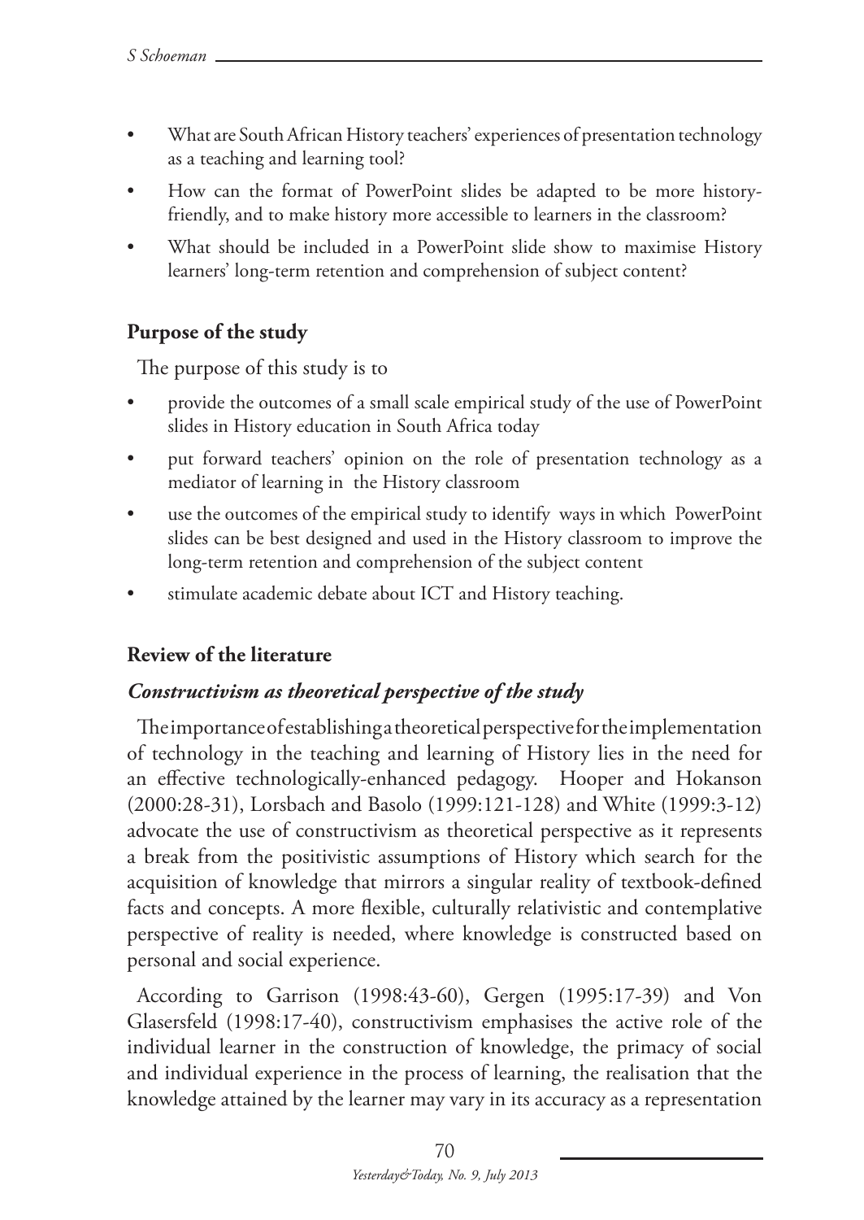- What are South African History teachers' experiences of presentation technology as a teaching and learning tool?
- How can the format of PowerPoint slides be adapted to be more history-friendly, and to make history more accessible to learners in the classroom?
- What should be included in a PowerPoint slide show to maximise History learners' long-term retention and comprehension of subject content?

## Purpose of the study

The purpose of this study is to

- provide the outcomes of a small scale empirical study of the use of PowerPoint slides in History education in South Africa today
- put forward teachers' opinion on the role of presentation technology as a mediator of learning in the History classroom
- use the outcomes of the empirical study to identify ways in which PowerPoint slides can be best designed and used in the History classroom to improve the long-term retention and comprehension of the subject content
- stimulate academic debate about ICT and History teaching.

## Review of the literature

### *Constructivism as theoretical perspective of the study*

The importance of establishing a theoretical perspective for the implementation of technology in the teaching and learning of History lies in the need for an effective technologically-enhanced pedagogy. Hooper and Hokanson (2000:28-31), Lorsbach and Basolo (1999:121-128) and White (1999:3-12) advocate the use of constructivism as theoretical perspective as it represents a break from the positivistic assumptions of History which search for the acquisition of knowledge that mirrors a singular reality of textbook-defined facts and concepts. A more flexible, culturally relativistic and contemplative perspective of reality is needed, where knowledge is constructed based on personal and social experience.

According to Garrison (1998:43-60), Gergen (1995:17-39) and Von Glasersfeld (1998:17-40), constructivism emphasises the active role of the individual learner in the construction of knowledge, the primacy of social and individual experience in the process of learning, the realisation that the knowledge attained by the learner may vary in its accuracy as a representation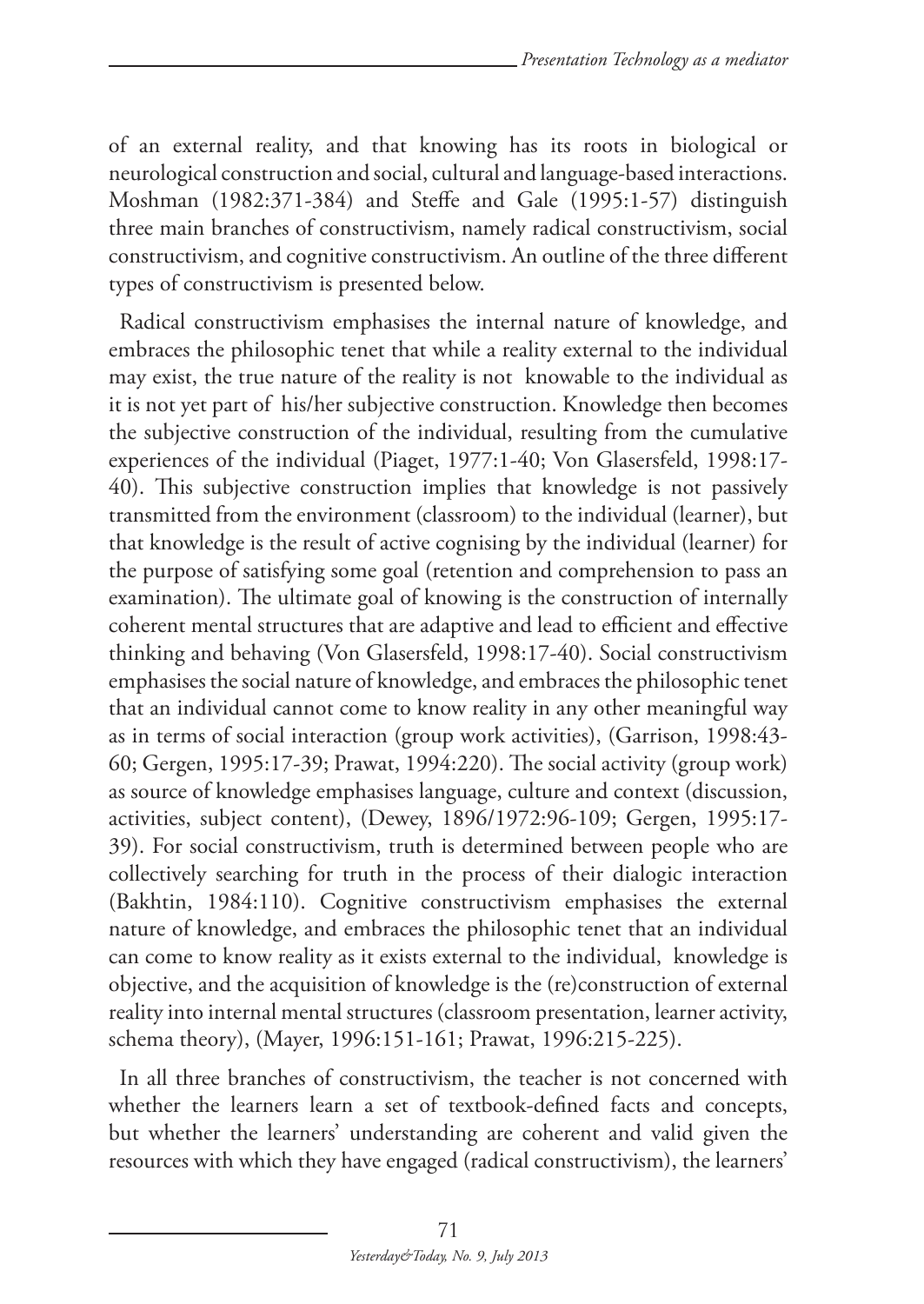of an external reality, and that knowing has its roots in biological or neurological construction and social, cultural and language-based interactions. Moshman (1982:371-384) and Steffe and Gale (1995:1-57) distinguish three main branches of constructivism, namely radical constructivism, social constructivism, and cognitive constructivism. An outline of the three different types of constructivism is presented below.

Radical constructivism emphasises the internal nature of knowledge, and embraces the philosophic tenet that while a reality external to the individual may exist, the true nature of the reality is not knowable to the individual as it is not yet part of his/her subjective construction. Knowledge then becomes the subjective construction of the individual, resulting from the cumulative experiences of the individual (Piaget, 1977:1-40; Von Glasersfeld, 1998:17-40). This subjective construction implies that knowledge is not passively transmitted from the environment (classroom) to the individual (learner), but that knowledge is the result of active cognising by the individual (learner) for the purpose of satisfying some goal (retention and comprehension to pass an examination). The ultimate goal of knowing is the construction of internally coherent mental structures that are adaptive and lead to efficient and effective thinking and behaving (Von Glasersfeld, 1998:17-40). Social constructivism emphasises the social nature of knowledge, and embraces the philosophic tenet that an individual cannot come to know reality in any other meaningful way as in terms of social interaction (group work activities), (Garrison, 1998:43-60; Gergen, 1995:17-39; Prawat, 1994:220). The social activity (group work) as source of knowledge emphasises language, culture and context (discussion, activities, subject content), (Dewey, 1896/1972:96-109; Gergen, 1995:17-39). For social constructivism, truth is determined between people who are collectively searching for truth in the process of their dialogic interaction (Bakhtin, 1984:110). Cognitive constructivism emphasises the external nature of knowledge, and embraces the philosophic tenet that an individual can come to know reality as it exists external to the individual, knowledge is objective, and the acquisition of knowledge is the (re)construction of external reality into internal mental structures (classroom presentation, learner activity, schema theory), (Mayer, 1996:151-161; Prawat, 1996:215-225).

In all three branches of constructivism, the teacher is not concerned with whether the learners learn a set of textbook-defined facts and concepts, but whether the learners' understanding are coherent and valid given the resources with which they have engaged (radical constructivism), the learners'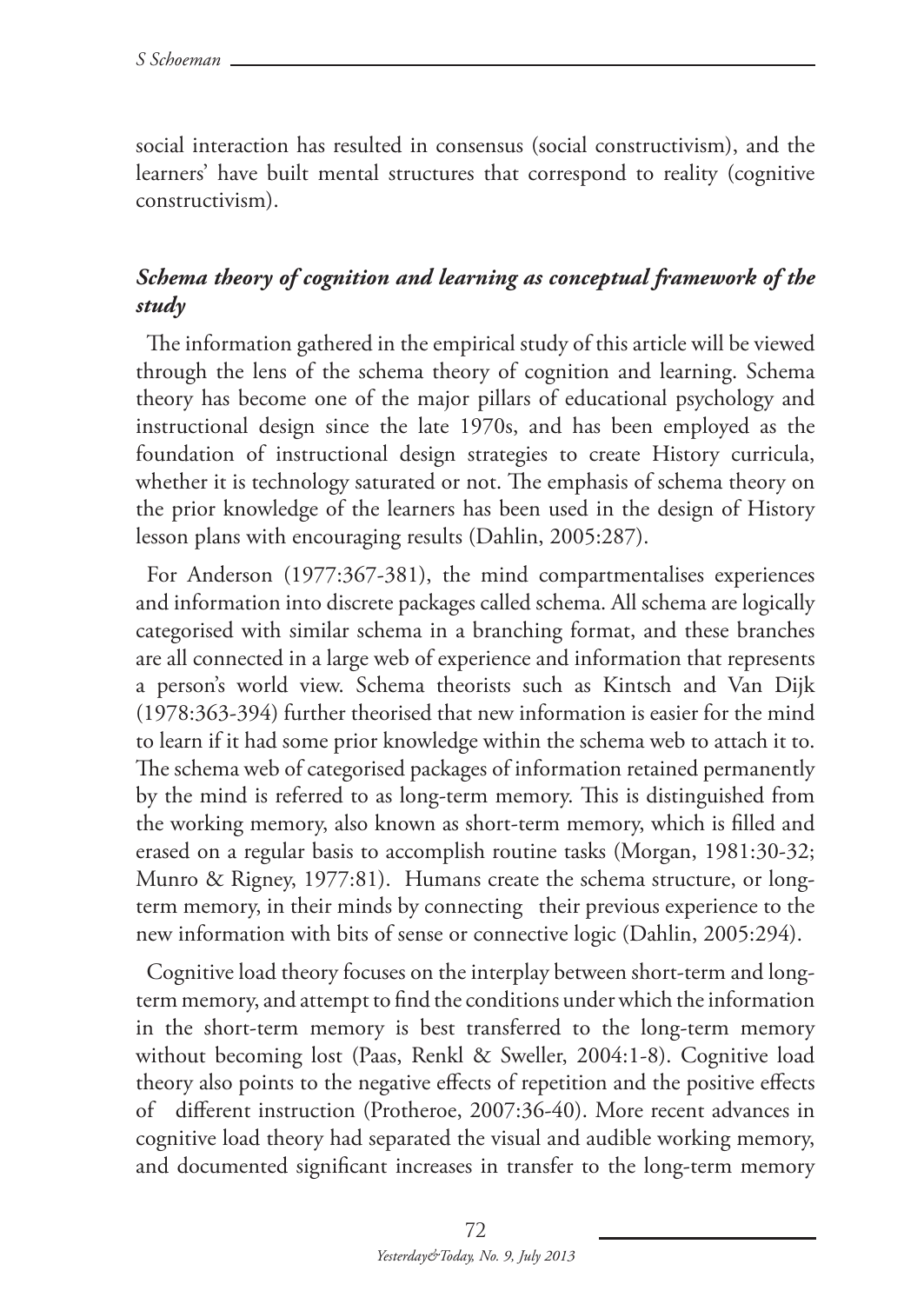social interaction has resulted in consensus (social constructivism), and the learners' have built mental structures that correspond to reality (cognitive constructivism).

### *Schema theory of cognition and learning as conceptual framework of the study*

The information gathered in the empirical study of this article will be viewed through the lens of the schema theory of cognition and learning. Schema theory has become one of the major pillars of educational psychology and instructional design since the late 1970s, and has been employed as the foundation of instructional design strategies to create History curricula, whether it is technology saturated or not. The emphasis of schema theory on the prior knowledge of the learners has been used in the design of History lesson plans with encouraging results (Dahlin, 2005:287).

For Anderson (1977:367-381), the mind compartmentalises experiences and information into discrete packages called schema. All schema are logically categorised with similar schema in a branching format, and these branches are all connected in a large web of experience and information that represents a person's world view. Schema theorists such as Kintsch and Van Dijk (1978:363-394) further theorised that new information is easier for the mind to learn if it had some prior knowledge within the schema web to attach it to. The schema web of categorised packages of information retained permanently by the mind is referred to as long-term memory. This is distinguished from the working memory, also known as short-term memory, which is filled and erased on a regular basis to accomplish routine tasks (Morgan, 1981:30-32; Munro & Rigney, 1977:81). Humans create the schema structure, or long-term memory, in their minds by connecting their previous experience to the new information with bits of sense or connective logic (Dahlin, 2005:294).

Cognitive load theory focuses on the interplay between short-term and long-term memory, and attempt to find the conditions under which the information in the short-term memory is best transferred to the long-term memory without becoming lost (Paas, Renkl & Sweller, 2004:1-8). Cognitive load theory also points to the negative effects of repetition and the positive effects of different instruction (Protheroe, 2007:36-40). More recent advances in cognitive load theory had separated the visual and audible working memory, and documented significant increases in transfer to the long-term memory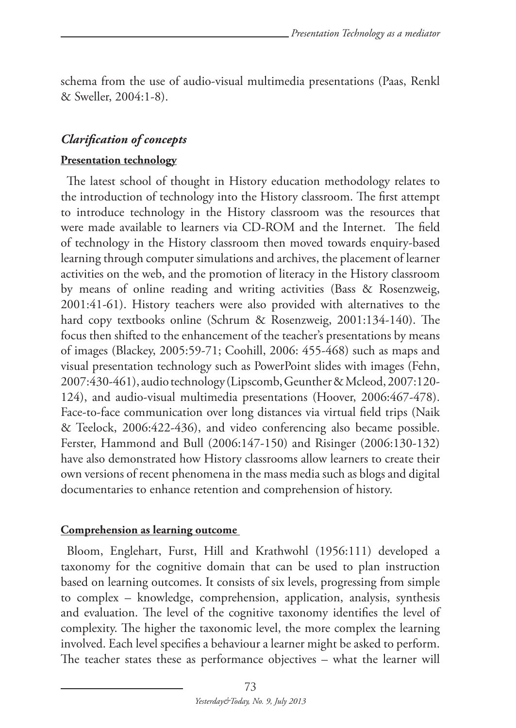schema from the use of audio-visual multimedia presentations (Paas, Renkl & Sweller, 2004:1-8).

### *Clarification of concepts*

**Presentation technology**

The latest school of thought in History education methodology relates to the introduction of technology into the History classroom. The first attempt to introduce technology in the History classroom was the resources that were made available to learners via CD-ROM and the Internet. The field of technology in the History classroom then moved towards enquiry-based learning through computer simulations and archives, the placement of learner activities on the web, and the promotion of literacy in the History classroom by means of online reading and writing activities (Bass & Rosenzweig, 2001:41-61). History teachers were also provided with alternatives to the hard copy textbooks online (Schrum & Rosenzweig, 2001:134-140). The focus then shifted to the enhancement of the teacher's presentations by means of images (Blackey, 2005:59-71; Coohill, 2006: 455-468) such as maps and visual presentation technology such as PowerPoint slides with images (Fehn, 2007:430-461), audio technology (Lipscomb, Geunther & Mcleod, 2007:120-124), and audio-visual multimedia presentations (Hoover, 2006:467-478). Face-to-face communication over long distances via virtual field trips (Naik & Teelock, 2006:422-436), and video conferencing also became possible. Ferster, Hammond and Bull (2006:147-150) and Risinger (2006:130-132) have also demonstrated how History classrooms allow learners to create their own versions of recent phenomena in the mass media such as blogs and digital documentaries to enhance retention and comprehension of history.

**Comprehension as learning outcome**

Bloom, Englehart, Furst, Hill and Krathwohl (1956:111) developed a taxonomy for the cognitive domain that can be used to plan instruction based on learning outcomes. It consists of six levels, progressing from simple to complex – knowledge, comprehension, application, analysis, synthesis and evaluation. The level of the cognitive taxonomy identifies the level of complexity. The higher the taxonomic level, the more complex the learning involved. Each level specifies a behaviour a learner might be asked to perform. The teacher states these as performance objectives – what the learner will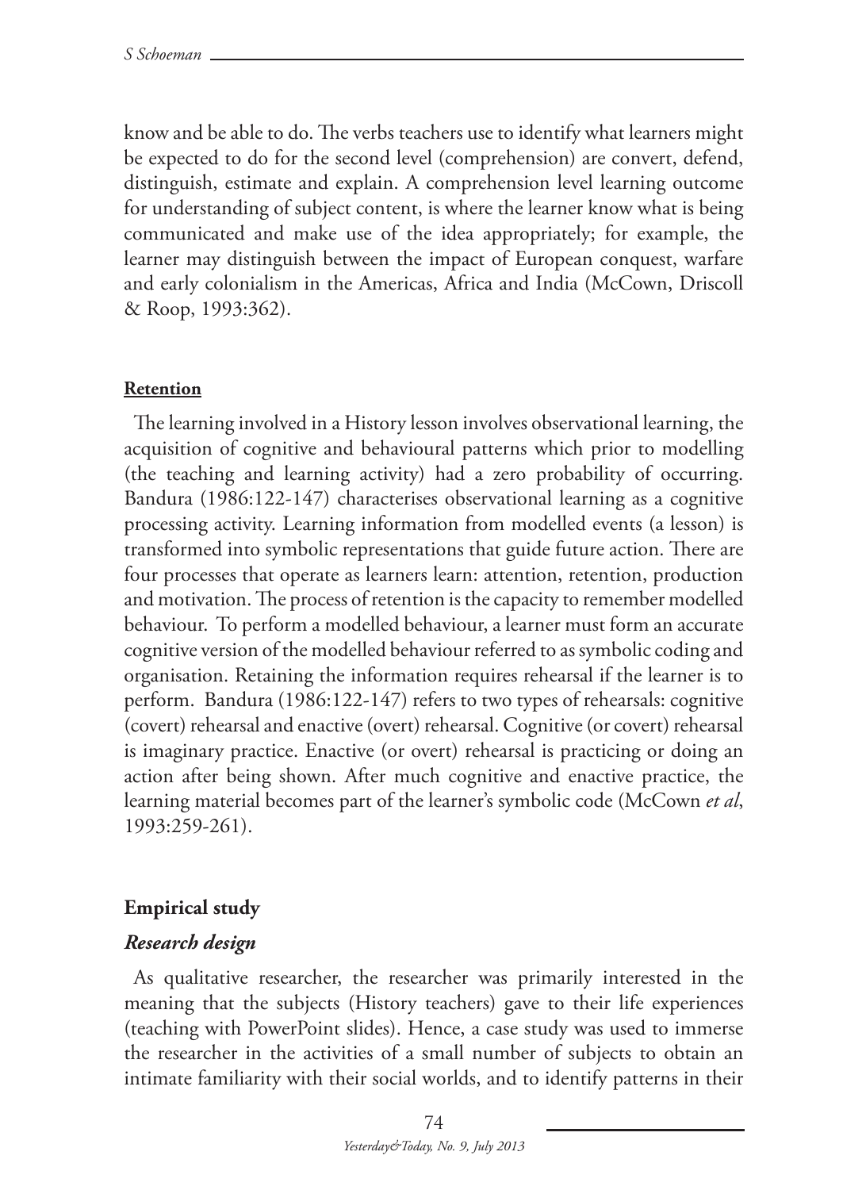know and be able to do. The verbs teachers use to identify what learners might be expected to do for the second level (comprehension) are convert, defend, distinguish, estimate and explain. A comprehension level learning outcome for understanding of subject content, is where the learner know what is being communicated and make use of the idea appropriately; for example, the learner may distinguish between the impact of European conquest, warfare and early colonialism in the Americas, Africa and India (McCown, Driscoll & Roop, 1993:362).

**Retention**

The learning involved in a History lesson involves observational learning, the acquisition of cognitive and behavioural patterns which prior to modelling (the teaching and learning activity) had a zero probability of occurring. Bandura (1986:122-147) characterises observational learning as a cognitive processing activity. Learning information from modelled events (a lesson) is transformed into symbolic representations that guide future action. There are four processes that operate as learners learn: attention, retention, production and motivation. The process of retention is the capacity to remember modelled behaviour. To perform a modelled behaviour, a learner must form an accurate cognitive version of the modelled behaviour referred to as symbolic coding and organisation. Retaining the information requires rehearsal if the learner is to perform. Bandura (1986:122-147) refers to two types of rehearsals: cognitive (covert) rehearsal and enactive (overt) rehearsal. Cognitive (or covert) rehearsal is imaginary practice. Enactive (or overt) rehearsal is practicing or doing an action after being shown. After much cognitive and enactive practice, the learning material becomes part of the learner's symbolic code (McCown *et al*, 1993:259-261).

## Empirical study

### *Research design*

As qualitative researcher, the researcher was primarily interested in the meaning that the subjects (History teachers) gave to their life experiences (teaching with PowerPoint slides). Hence, a case study was used to immerse the researcher in the activities of a small number of subjects to obtain an intimate familiarity with their social worlds, and to identify patterns in their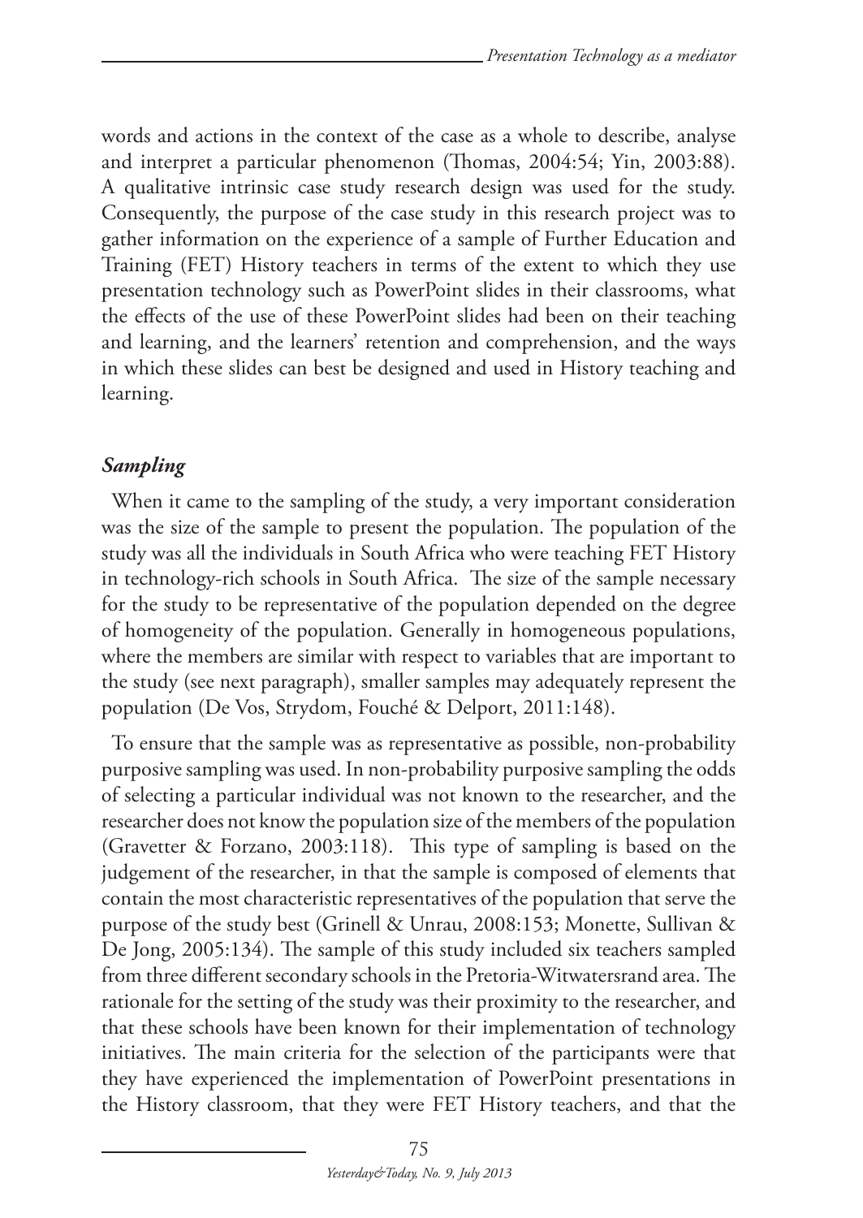words and actions in the context of the case as a whole to describe, analyse and interpret a particular phenomenon (Thomas, 2004:54; Yin, 2003:88). A qualitative intrinsic case study research design was used for the study. Consequently, the purpose of the case study in this research project was to gather information on the experience of a sample of Further Education and Training (FET) History teachers in terms of the extent to which they use presentation technology such as PowerPoint slides in their classrooms, what the effects of the use of these PowerPoint slides had been on their teaching and learning, and the learners' retention and comprehension, and the ways in which these slides can best be designed and used in History teaching and learning.

### *Sampling*

When it came to the sampling of the study, a very important consideration was the size of the sample to present the population. The population of the study was all the individuals in South Africa who were teaching FET History in technology-rich schools in South Africa. The size of the sample necessary for the study to be representative of the population depended on the degree of homogeneity of the population. Generally in homogeneous populations, where the members are similar with respect to variables that are important to the study (see next paragraph), smaller samples may adequately represent the population (De Vos, Strydom, Fouché & Delport, 2011:148).

To ensure that the sample was as representative as possible, non-probability purposive sampling was used. In non-probability purposive sampling the odds of selecting a particular individual was not known to the researcher, and the researcher does not know the population size of the members of the population (Gravetter & Forzano, 2003:118). This type of sampling is based on the judgement of the researcher, in that the sample is composed of elements that contain the most characteristic representatives of the population that serve the purpose of the study best (Grinell & Unrau, 2008:153; Monette, Sullivan & De Jong, 2005:134). The sample of this study included six teachers sampled from three different secondary schools in the Pretoria-Witwatersrand area. The rationale for the setting of the study was their proximity to the researcher, and that these schools have been known for their implementation of technology initiatives. The main criteria for the selection of the participants were that they have experienced the implementation of PowerPoint presentations in the History classroom, that they were FET History teachers, and that the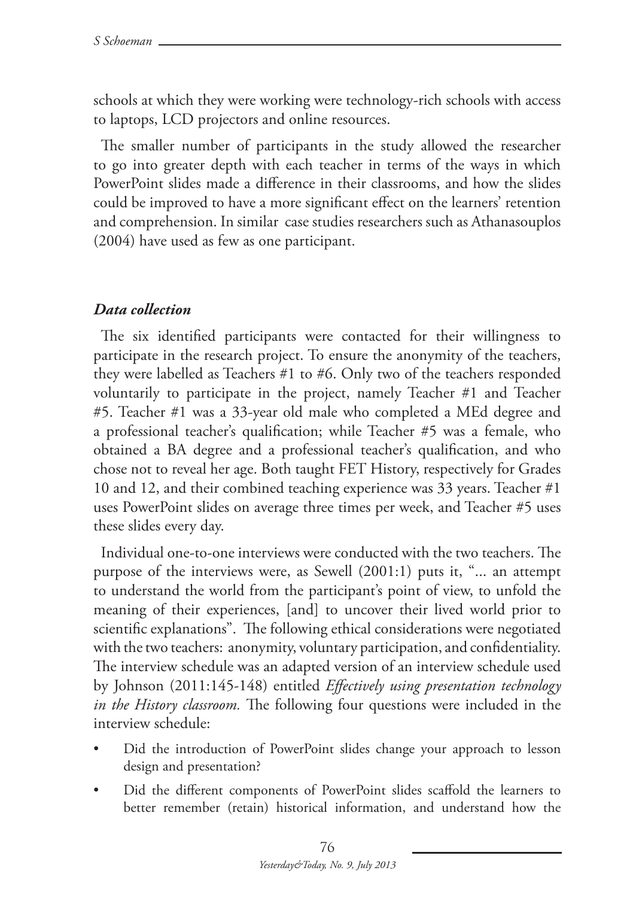schools at which they were working were technology-rich schools with access to laptops, LCD projectors and online resources.

The smaller number of participants in the study allowed the researcher to go into greater depth with each teacher in terms of the ways in which PowerPoint slides made a difference in their classrooms, and how the slides could be improved to have a more significant effect on the learners' retention and comprehension. In similar case studies researchers such as Athanasouplos (2004) have used as few as one participant.

### *Data collection*

The six identified participants were contacted for their willingness to participate in the research project. To ensure the anonymity of the teachers, they were labelled as Teachers #1 to #6. Only two of the teachers responded voluntarily to participate in the project, namely Teacher #1 and Teacher #5. Teacher #1 was a 33-year old male who completed a MEd degree and a professional teacher's qualification; while Teacher #5 was a female, who obtained a BA degree and a professional teacher's qualification, and who chose not to reveal her age. Both taught FET History, respectively for Grades 10 and 12, and their combined teaching experience was 33 years. Teacher #1 uses PowerPoint slides on average three times per week, and Teacher #5 uses these slides every day.

Individual one-to-one interviews were conducted with the two teachers. The purpose of the interviews were, as Sewell (2001:1) puts it, "... an attempt to understand the world from the participant's point of view, to unfold the meaning of their experiences, [and] to uncover their lived world prior to scientific explanations". The following ethical considerations were negotiated with the two teachers: anonymity, voluntary participation, and confidentiality. The interview schedule was an adapted version of an interview schedule used by Johnson (2011:145-148) entitled *Effectively using presentation technology in the History classroom.* The following four questions were included in the interview schedule:

- Did the introduction of PowerPoint slides change your approach to lesson design and presentation?
- Did the different components of PowerPoint slides scaffold the learners to better remember (retain) historical information, and understand how the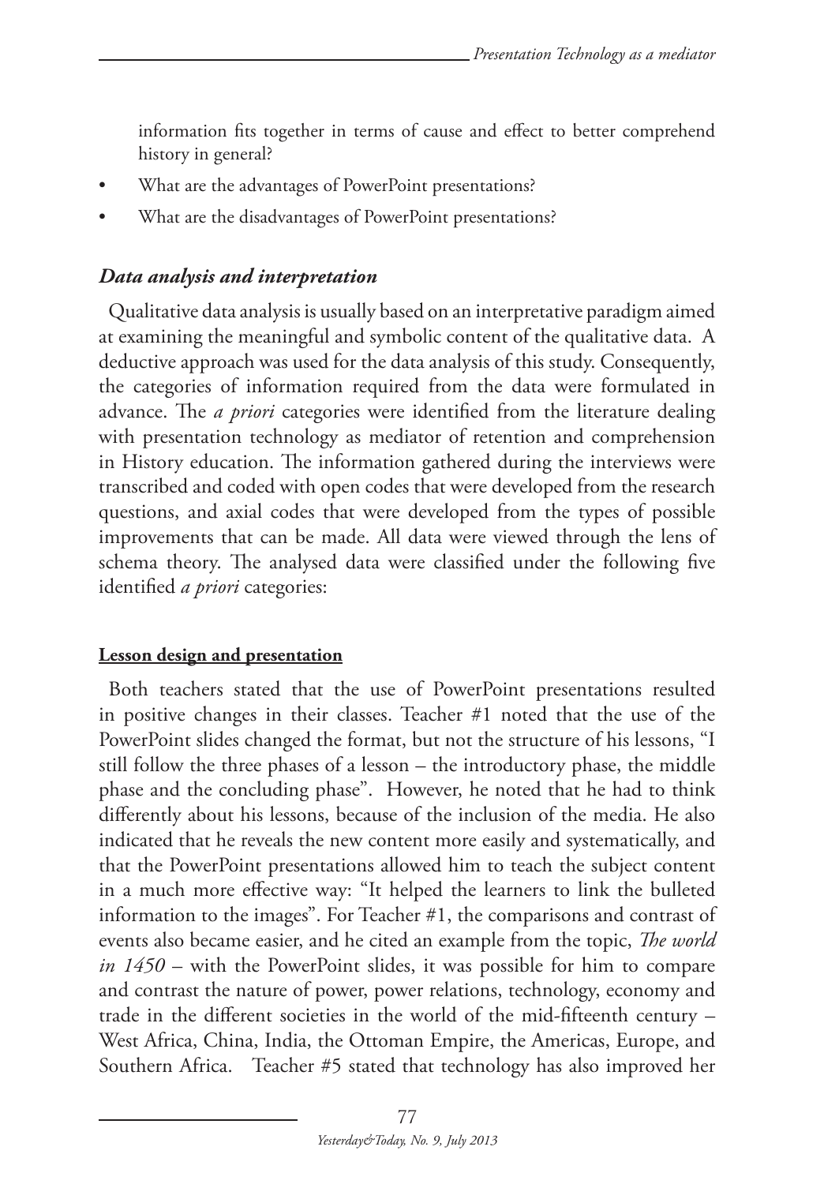information fits together in terms of cause and effect to better comprehend history in general?

- What are the advantages of PowerPoint presentations?
- What are the disadvantages of PowerPoint presentations?

### *Data analysis and interpretation*

Qualitative data analysis is usually based on an interpretative paradigm aimed at examining the meaningful and symbolic content of the qualitative data. A deductive approach was used for the data analysis of this study. Consequently, the categories of information required from the data were formulated in advance. The *a priori* categories were identified from the literature dealing with presentation technology as mediator of retention and comprehension in History education. The information gathered during the interviews were transcribed and coded with open codes that were developed from the research questions, and axial codes that were developed from the types of possible improvements that can be made. All data were viewed through the lens of schema theory. The analysed data were classified under the following five identified *a priori* categories:

#### **Lesson design and presentation**

Both teachers stated that the use of PowerPoint presentations resulted in positive changes in their classes. Teacher #1 noted that the use of the PowerPoint slides changed the format, but not the structure of his lessons, "I still follow the three phases of a lesson – the introductory phase, the middle phase and the concluding phase". However, he noted that he had to think differently about his lessons, because of the inclusion of the media. He also indicated that he reveals the new content more easily and systematically, and that the PowerPoint presentations allowed him to teach the subject content in a much more effective way: "It helped the learners to link the bulleted information to the images". For Teacher #1, the comparisons and contrast of events also became easier, and he cited an example from the topic, *The world in 1450* – with the PowerPoint slides, it was possible for him to compare and contrast the nature of power, power relations, technology, economy and trade in the different societies in the world of the mid-fifteenth century – West Africa, China, India, the Ottoman Empire, the Americas, Europe, and Southern Africa. Teacher #5 stated that technology has also improved her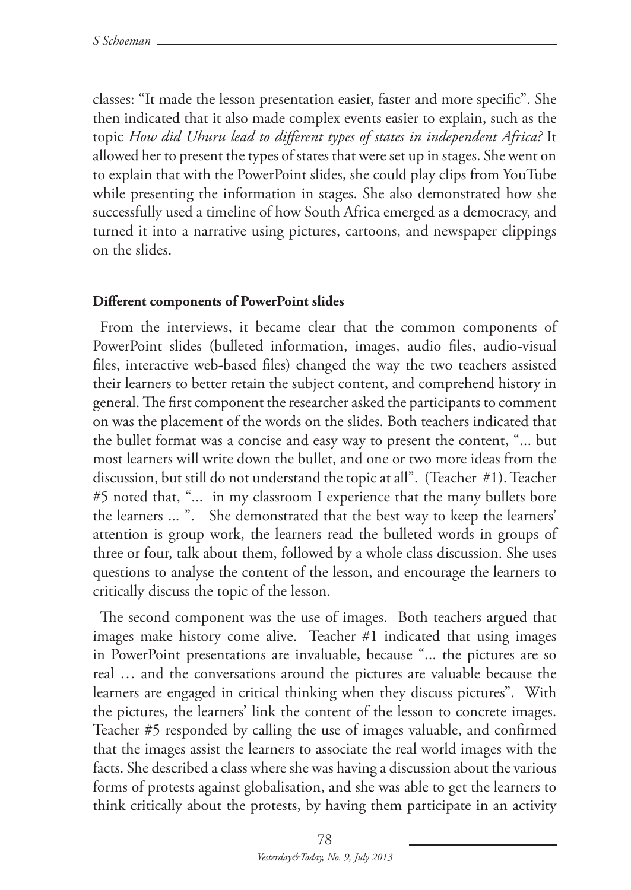classes: "It made the lesson presentation easier, faster and more specific". She then indicated that it also made complex events easier to explain, such as the topic *How did Uhuru lead to different types of states in independent Africa?* It allowed her to present the types of states that were set up in stages. She went on to explain that with the PowerPoint slides, she could play clips from YouTube while presenting the information in stages. She also demonstrated how she successfully used a timeline of how South Africa emerged as a democracy, and turned it into a narrative using pictures, cartoons, and newspaper clippings on the slides.

**Different components of PowerPoint slides**

From the interviews, it became clear that the common components of PowerPoint slides (bulleted information, images, audio files, audio-visual files, interactive web-based files) changed the way the two teachers assisted their learners to better retain the subject content, and comprehend history in general. The first component the researcher asked the participants to comment on was the placement of the words on the slides. Both teachers indicated that the bullet format was a concise and easy way to present the content, "... but most learners will write down the bullet, and one or two more ideas from the discussion, but still do not understand the topic at all". (Teacher #1). Teacher #5 noted that, "... in my classroom I experience that the many bullets bore the learners ... ". She demonstrated that the best way to keep the learners' attention is group work, the learners read the bulleted words in groups of three or four, talk about them, followed by a whole class discussion. She uses questions to analyse the content of the lesson, and encourage the learners to critically discuss the topic of the lesson.

The second component was the use of images. Both teachers argued that images make history come alive. Teacher #1 indicated that using images in PowerPoint presentations are invaluable, because "... the pictures are so real … and the conversations around the pictures are valuable because the learners are engaged in critical thinking when they discuss pictures". With the pictures, the learners' link the content of the lesson to concrete images. Teacher #5 responded by calling the use of images valuable, and confirmed that the images assist the learners to associate the real world images with the facts. She described a class where she was having a discussion about the various forms of protests against globalisation, and she was able to get the learners to think critically about the protests, by having them participate in an activity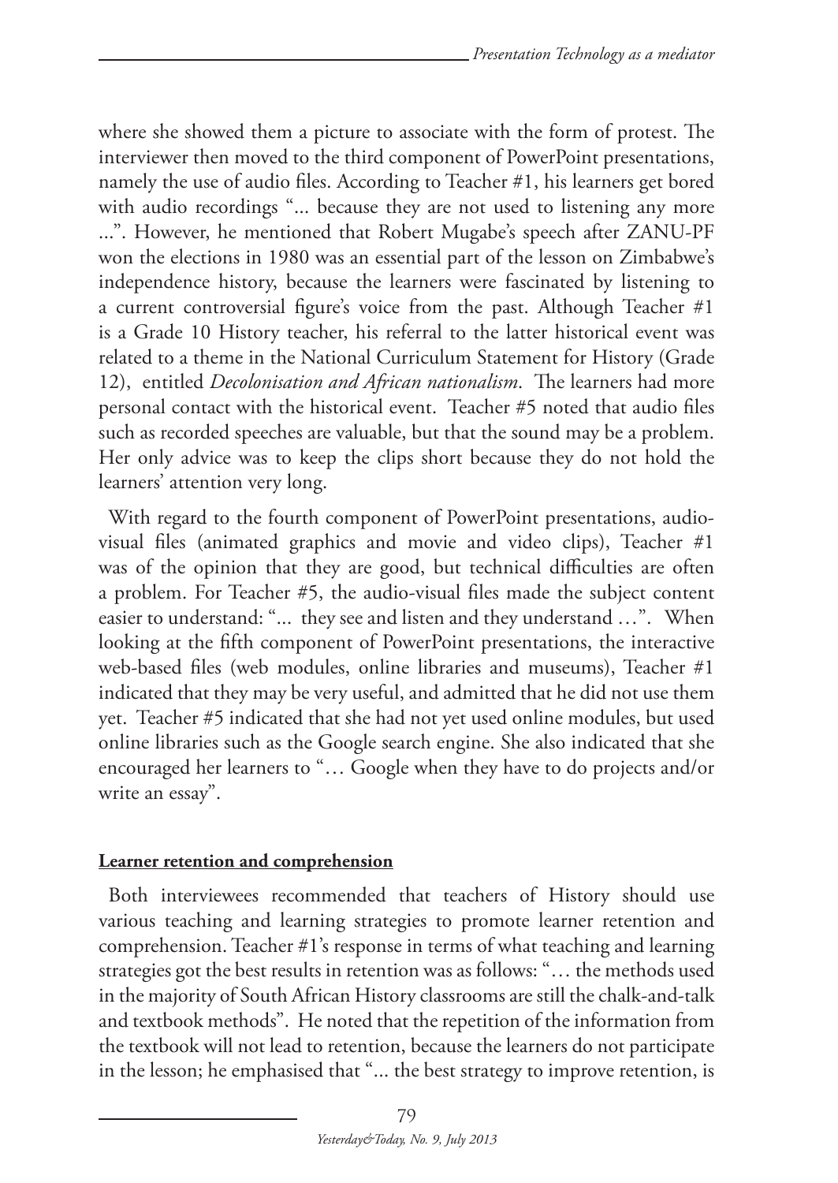where she showed them a picture to associate with the form of protest. The interviewer then moved to the third component of PowerPoint presentations, namely the use of audio files. According to Teacher #1, his learners get bored with audio recordings "... because they are not used to listening any more ...". However, he mentioned that Robert Mugabe's speech after ZANU-PF won the elections in 1980 was an essential part of the lesson on Zimbabwe's independence history, because the learners were fascinated by listening to a current controversial figure's voice from the past. Although Teacher #1 is a Grade 10 History teacher, his referral to the latter historical event was related to a theme in the National Curriculum Statement for History (Grade 12), entitled *Decolonisation and African nationalism*. The learners had more personal contact with the historical event. Teacher #5 noted that audio files such as recorded speeches are valuable, but that the sound may be a problem. Her only advice was to keep the clips short because they do not hold the learners' attention very long.

With regard to the fourth component of PowerPoint presentations, audio-visual files (animated graphics and movie and video clips), Teacher #1 was of the opinion that they are good, but technical difficulties are often a problem. For Teacher #5, the audio-visual files made the subject content easier to understand: "... they see and listen and they understand …". When looking at the fifth component of PowerPoint presentations, the interactive web-based files (web modules, online libraries and museums), Teacher #1 indicated that they may be very useful, and admitted that he did not use them yet. Teacher #5 indicated that she had not yet used online modules, but used online libraries such as the Google search engine. She also indicated that she encouraged her learners to "… Google when they have to do projects and/or write an essay".

**Learner retention and comprehension**

Both interviewees recommended that teachers of History should use various teaching and learning strategies to promote learner retention and comprehension. Teacher #1's response in terms of what teaching and learning strategies got the best results in retention was as follows: "… the methods used in the majority of South African History classrooms are still the chalk-and-talk and textbook methods". He noted that the repetition of the information from the textbook will not lead to retention, because the learners do not participate in the lesson; he emphasised that "... the best strategy to improve retention, is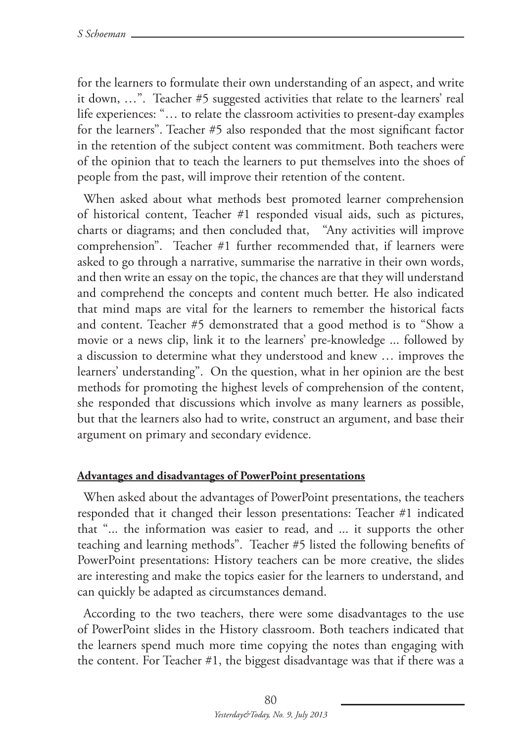for the learners to formulate their own understanding of an aspect, and write it down, …". Teacher #5 suggested activities that relate to the learners' real life experiences: "… to relate the classroom activities to present-day examples for the learners". Teacher #5 also responded that the most significant factor in the retention of the subject content was commitment. Both teachers were of the opinion that to teach the learners to put themselves into the shoes of people from the past, will improve their retention of the content.

When asked about what methods best promoted learner comprehension of historical content, Teacher #1 responded visual aids, such as pictures, charts or diagrams; and then concluded that, "Any activities will improve comprehension". Teacher #1 further recommended that, if learners were asked to go through a narrative, summarise the narrative in their own words, and then write an essay on the topic, the chances are that they will understand and comprehend the concepts and content much better. He also indicated that mind maps are vital for the learners to remember the historical facts and content. Teacher #5 demonstrated that a good method is to "Show a movie or a news clip, link it to the learners' pre-knowledge ... followed by a discussion to determine what they understood and knew … improves the learners' understanding". On the question, what in her opinion are the best methods for promoting the highest levels of comprehension of the content, she responded that discussions which involve as many learners as possible, but that the learners also had to write, construct an argument, and base their argument on primary and secondary evidence.

**Advantages and disadvantages of PowerPoint presentations**

When asked about the advantages of PowerPoint presentations, the teachers responded that it changed their lesson presentations: Teacher #1 indicated that "... the information was easier to read, and ... it supports the other teaching and learning methods". Teacher #5 listed the following benefits of PowerPoint presentations: History teachers can be more creative, the slides are interesting and make the topics easier for the learners to understand, and can quickly be adapted as circumstances demand.

According to the two teachers, there were some disadvantages to the use of PowerPoint slides in the History classroom. Both teachers indicated that the learners spend much more time copying the notes than engaging with the content. For Teacher #1, the biggest disadvantage was that if there was a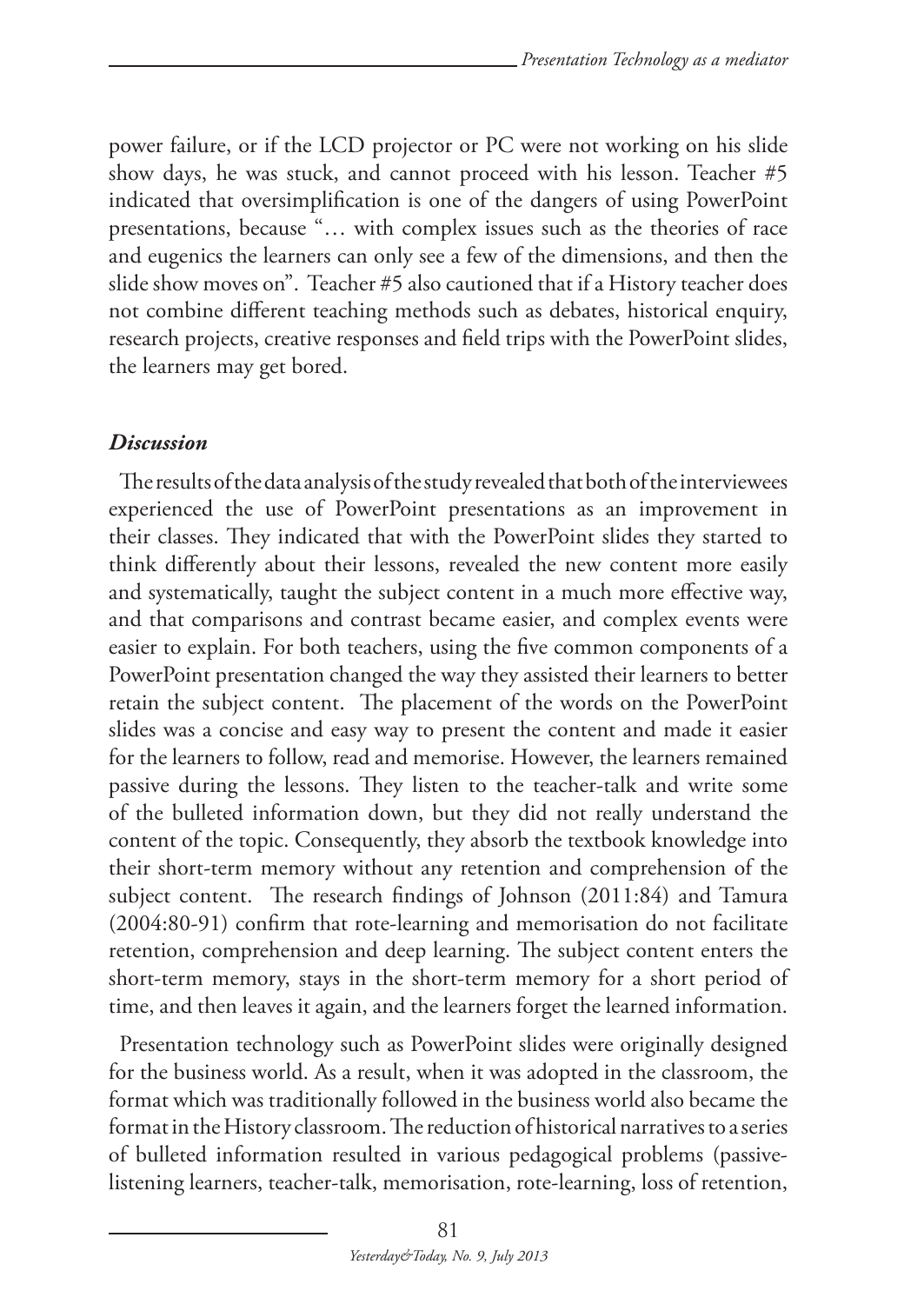power failure, or if the LCD projector or PC were not working on his slide show days, he was stuck, and cannot proceed with his lesson. Teacher #5 indicated that oversimplification is one of the dangers of using PowerPoint presentations, because "… with complex issues such as the theories of race and eugenics the learners can only see a few of the dimensions, and then the slide show moves on". Teacher #5 also cautioned that if a History teacher does not combine different teaching methods such as debates, historical enquiry, research projects, creative responses and field trips with the PowerPoint slides, the learners may get bored.

### *Discussion*

The results of the data analysis of the study revealed that both of the interviewees experienced the use of PowerPoint presentations as an improvement in their classes. They indicated that with the PowerPoint slides they started to think differently about their lessons, revealed the new content more easily and systematically, taught the subject content in a much more effective way, and that comparisons and contrast became easier, and complex events were easier to explain. For both teachers, using the five common components of a PowerPoint presentation changed the way they assisted their learners to better retain the subject content. The placement of the words on the PowerPoint slides was a concise and easy way to present the content and made it easier for the learners to follow, read and memorise. However, the learners remained passive during the lessons. They listen to the teacher-talk and write some of the bulleted information down, but they did not really understand the content of the topic. Consequently, they absorb the textbook knowledge into their short-term memory without any retention and comprehension of the subject content. The research findings of Johnson (2011:84) and Tamura (2004:80-91) confirm that rote-learning and memorisation do not facilitate retention, comprehension and deep learning. The subject content enters the short-term memory, stays in the short-term memory for a short period of time, and then leaves it again, and the learners forget the learned information.

Presentation technology such as PowerPoint slides were originally designed for the business world. As a result, when it was adopted in the classroom, the format which was traditionally followed in the business world also became the format in the History classroom. The reduction of historical narratives to a series of bulleted information resulted in various pedagogical problems (passive-listening learners, teacher-talk, memorisation, rote-learning, loss of retention,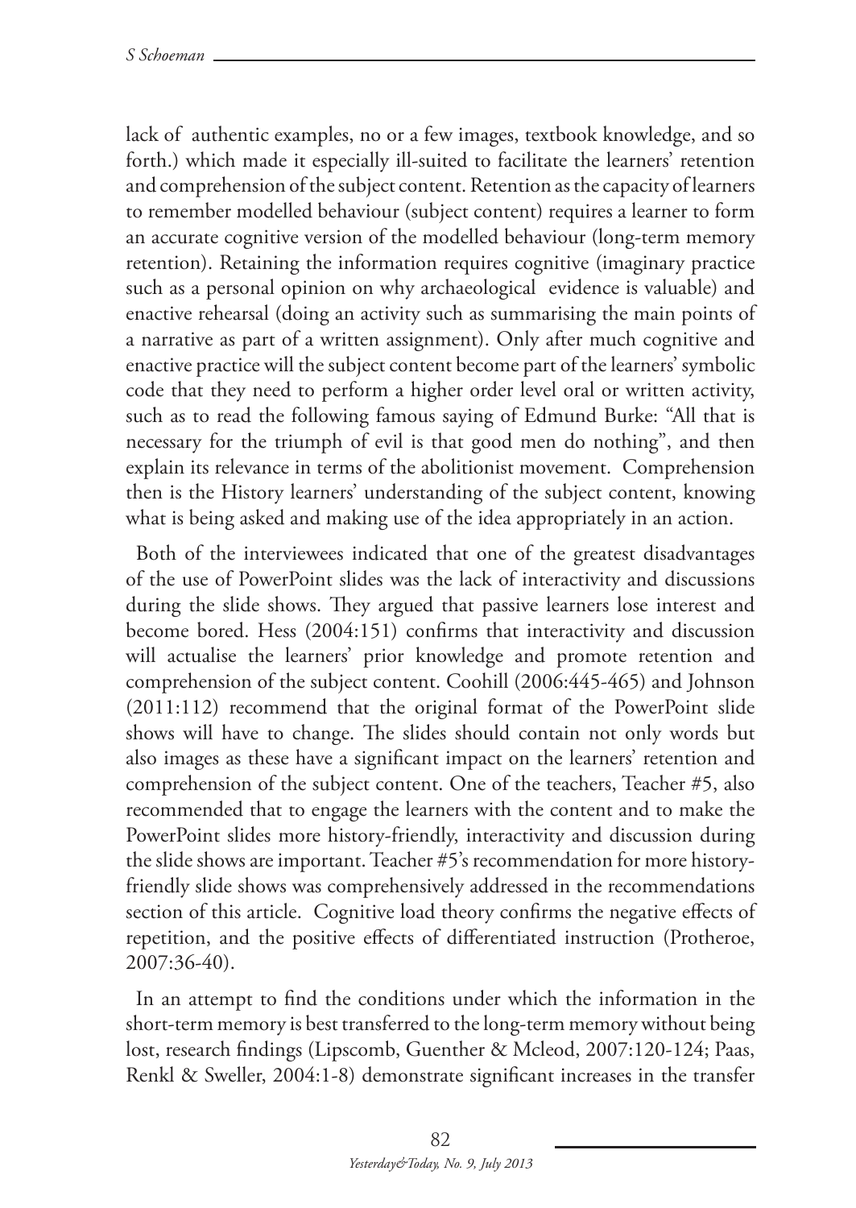lack of authentic examples, no or a few images, textbook knowledge, and so forth.) which made it especially ill-suited to facilitate the learners' retention and comprehension of the subject content. Retention as the capacity of learners to remember modelled behaviour (subject content) requires a learner to form an accurate cognitive version of the modelled behaviour (long-term memory retention). Retaining the information requires cognitive (imaginary practice such as a personal opinion on why archaeological evidence is valuable) and enactive rehearsal (doing an activity such as summarising the main points of a narrative as part of a written assignment). Only after much cognitive and enactive practice will the subject content become part of the learners' symbolic code that they need to perform a higher order level oral or written activity, such as to read the following famous saying of Edmund Burke: "All that is necessary for the triumph of evil is that good men do nothing", and then explain its relevance in terms of the abolitionist movement. Comprehension then is the History learners' understanding of the subject content, knowing what is being asked and making use of the idea appropriately in an action.

Both of the interviewees indicated that one of the greatest disadvantages of the use of PowerPoint slides was the lack of interactivity and discussions during the slide shows. They argued that passive learners lose interest and become bored. Hess (2004:151) confirms that interactivity and discussion will actualise the learners' prior knowledge and promote retention and comprehension of the subject content. Coohill (2006:445-465) and Johnson (2011:112) recommend that the original format of the PowerPoint slide shows will have to change. The slides should contain not only words but also images as these have a significant impact on the learners' retention and comprehension of the subject content. One of the teachers, Teacher #5, also recommended that to engage the learners with the content and to make the PowerPoint slides more history-friendly, interactivity and discussion during the slide shows are important. Teacher #5's recommendation for more history-friendly slide shows was comprehensively addressed in the recommendations section of this article. Cognitive load theory confirms the negative effects of repetition, and the positive effects of differentiated instruction (Protheroe, 2007:36-40).

In an attempt to find the conditions under which the information in the short-term memory is best transferred to the long-term memory without being lost, research findings (Lipscomb, Guenther & Mcleod, 2007:120-124; Paas, Renkl & Sweller, 2004:1-8) demonstrate significant increases in the transfer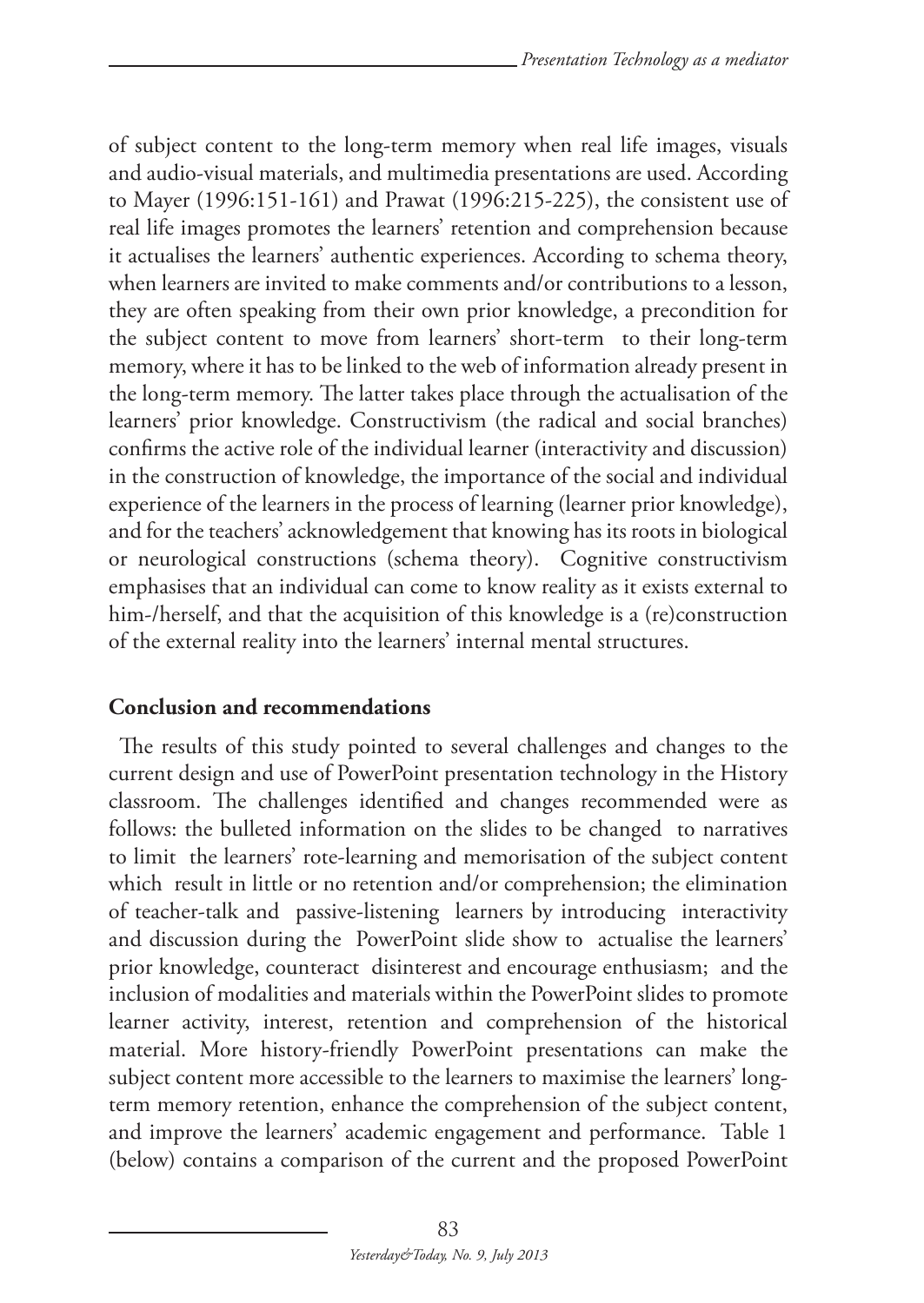of subject content to the long-term memory when real life images, visuals and audio-visual materials, and multimedia presentations are used. According to Mayer (1996:151-161) and Prawat (1996:215-225), the consistent use of real life images promotes the learners' retention and comprehension because it actualises the learners' authentic experiences. According to schema theory, when learners are invited to make comments and/or contributions to a lesson, they are often speaking from their own prior knowledge, a precondition for the subject content to move from learners' short-term to their long-term memory, where it has to be linked to the web of information already present in the long-term memory. The latter takes place through the actualisation of the learners' prior knowledge. Constructivism (the radical and social branches) confirms the active role of the individual learner (interactivity and discussion) in the construction of knowledge, the importance of the social and individual experience of the learners in the process of learning (learner prior knowledge), and for the teachers' acknowledgement that knowing has its roots in biological or neurological constructions (schema theory). Cognitive constructivism emphasises that an individual can come to know reality as it exists external to him-/herself, and that the acquisition of this knowledge is a (re)construction of the external reality into the learners' internal mental structures.

## Conclusion and recommendations

The results of this study pointed to several challenges and changes to the current design and use of PowerPoint presentation technology in the History classroom. The challenges identified and changes recommended were as follows: the bulleted information on the slides to be changed to narratives to limit the learners' rote-learning and memorisation of the subject content which result in little or no retention and/or comprehension; the elimination of teacher-talk and passive-listening learners by introducing interactivity and discussion during the PowerPoint slide show to actualise the learners' prior knowledge, counteract disinterest and encourage enthusiasm; and the inclusion of modalities and materials within the PowerPoint slides to promote learner activity, interest, retention and comprehension of the historical material. More history-friendly PowerPoint presentations can make the subject content more accessible to the learners to maximise the learners' long-term memory retention, enhance the comprehension of the subject content, and improve the learners' academic engagement and performance. Table 1 (below) contains a comparison of the current and the proposed PowerPoint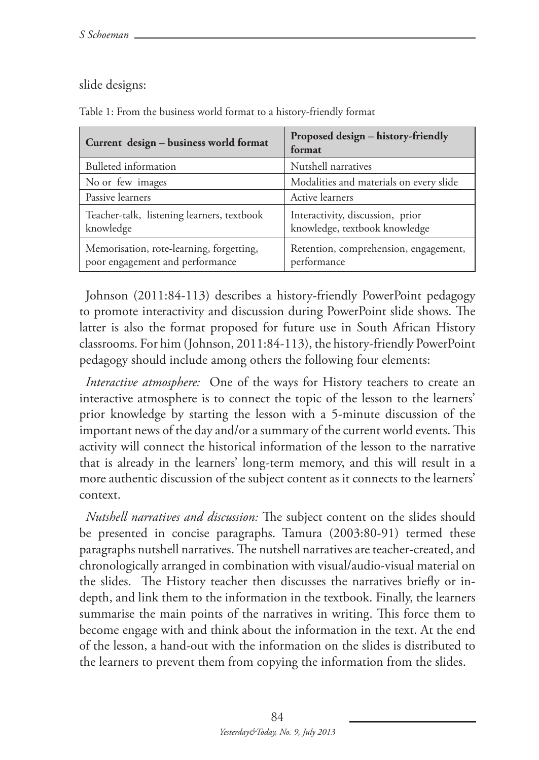slide designs:

Table 1: From the business world format to a history-friendly format

| Current design – business world format | Proposed design – history-friendly format |
|---|---|
| Bulleted information | Nutshell narratives |
| No or few images | Modalities and materials on every slide |
| Passive learners | Active learners |
| Teacher-talk, listening learners, textbook knowledge | Interactivity, discussion, prior knowledge, textbook knowledge |
| Memorisation, rote-learning, forgetting, poor engagement and performance | Retention, comprehension, engagement, performance |

Johnson (2011:84-113) describes a history-friendly PowerPoint pedagogy to promote interactivity and discussion during PowerPoint slide shows. The latter is also the format proposed for future use in South African History classrooms. For him (Johnson, 2011:84-113), the history-friendly PowerPoint pedagogy should include among others the following four elements:

*Interactive atmosphere:* One of the ways for History teachers to create an interactive atmosphere is to connect the topic of the lesson to the learners' prior knowledge by starting the lesson with a 5-minute discussion of the important news of the day and/or a summary of the current world events. This activity will connect the historical information of the lesson to the narrative that is already in the learners' long-term memory, and this will result in a more authentic discussion of the subject content as it connects to the learners' context.

*Nutshell narratives and discussion:* The subject content on the slides should be presented in concise paragraphs. Tamura (2003:80-91) termed these paragraphs nutshell narratives. The nutshell narratives are teacher-created, and chronologically arranged in combination with visual/audio-visual material on the slides. The History teacher then discusses the narratives briefly or in-depth, and link them to the information in the textbook. Finally, the learners summarise the main points of the narratives in writing. This force them to become engage with and think about the information in the text. At the end of the lesson, a hand-out with the information on the slides is distributed to the learners to prevent them from copying the information from the slides.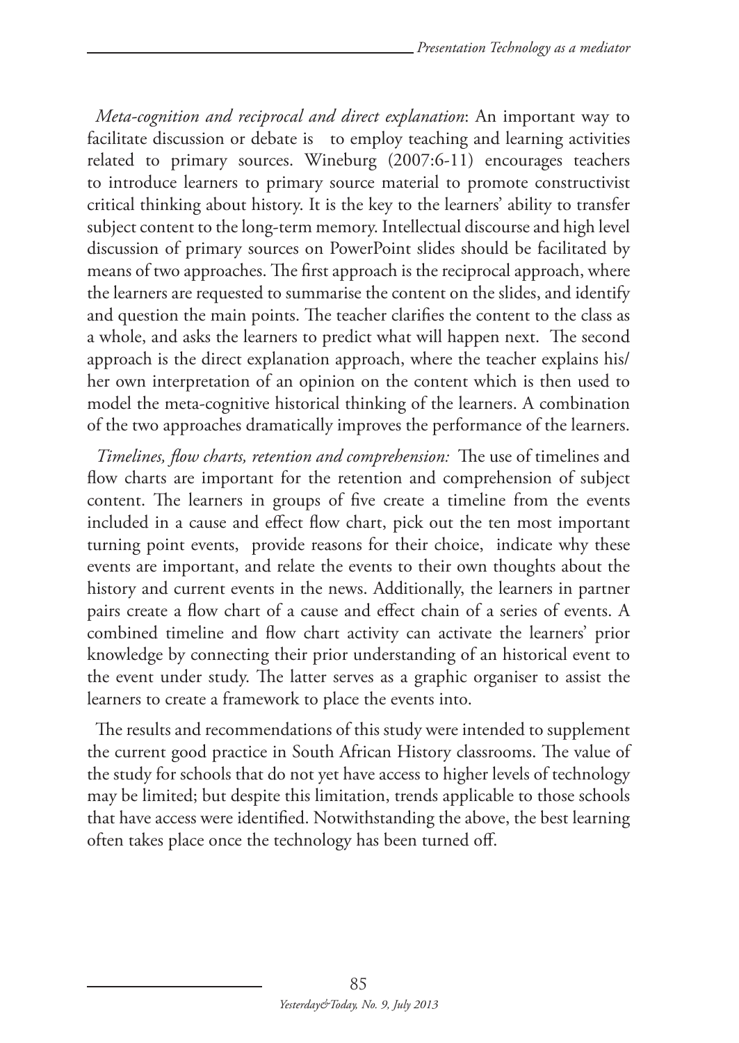*Meta-cognition and reciprocal and direct explanation*: An important way to facilitate discussion or debate is to employ teaching and learning activities related to primary sources. Wineburg (2007:6-11) encourages teachers to introduce learners to primary source material to promote constructivist critical thinking about history. It is the key to the learners' ability to transfer subject content to the long-term memory. Intellectual discourse and high level discussion of primary sources on PowerPoint slides should be facilitated by means of two approaches. The first approach is the reciprocal approach, where the learners are requested to summarise the content on the slides, and identify and question the main points. The teacher clarifies the content to the class as a whole, and asks the learners to predict what will happen next. The second approach is the direct explanation approach, where the teacher explains his/her own interpretation of an opinion on the content which is then used to model the meta-cognitive historical thinking of the learners. A combination of the two approaches dramatically improves the performance of the learners.

*Timelines, flow charts, retention and comprehension:* The use of timelines and flow charts are important for the retention and comprehension of subject content. The learners in groups of five create a timeline from the events included in a cause and effect flow chart, pick out the ten most important turning point events, provide reasons for their choice, indicate why these events are important, and relate the events to their own thoughts about the history and current events in the news. Additionally, the learners in partner pairs create a flow chart of a cause and effect chain of a series of events. A combined timeline and flow chart activity can activate the learners' prior knowledge by connecting their prior understanding of an historical event to the event under study. The latter serves as a graphic organiser to assist the learners to create a framework to place the events into.

The results and recommendations of this study were intended to supplement the current good practice in South African History classrooms. The value of the study for schools that do not yet have access to higher levels of technology may be limited; but despite this limitation, trends applicable to those schools that have access were identified. Notwithstanding the above, the best learning often takes place once the technology has been turned off.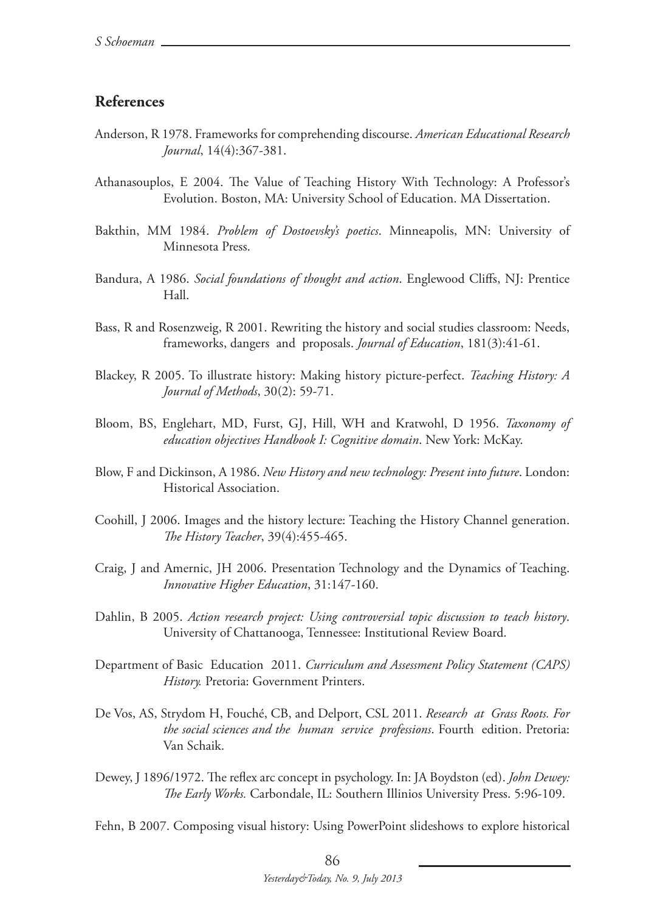## References

Anderson, R 1978. Frameworks for comprehending discourse. *American Educational Research Journal*, 14(4):367-381.

Athanasouplos, E 2004. The Value of Teaching History With Technology: A Professor's Evolution. Boston, MA: University School of Education. MA Dissertation.

Bakthin, MM 1984. *Problem of Dostoevsky's poetics*. Minneapolis, MN: University of Minnesota Press.

Bandura, A 1986. *Social foundations of thought and action*. Englewood Cliffs, NJ: Prentice Hall.

Bass, R and Rosenzweig, R 2001. Rewriting the history and social studies classroom: Needs, frameworks, dangers and proposals. *Journal of Education*, 181(3):41-61.

Blackey, R 2005. To illustrate history: Making history picture-perfect. *Teaching History: A Journal of Methods*, 30(2): 59-71.

Bloom, BS, Englehart, MD, Furst, GJ, Hill, WH and Kratwohl, D 1956. *Taxonomy of education objectives Handbook I: Cognitive domain*. New York: McKay.

Blow, F and Dickinson, A 1986. *New History and new technology: Present into future*. London: Historical Association.

Coohill, J 2006. Images and the history lecture: Teaching the History Channel generation. *The History Teacher*, 39(4):455-465.

Craig, J and Amernic, JH 2006. Presentation Technology and the Dynamics of Teaching. *Innovative Higher Education*, 31:147-160.

Dahlin, B 2005. *Action research project: Using controversial topic discussion to teach history*. University of Chattanooga, Tennessee: Institutional Review Board.

Department of Basic Education 2011. *Curriculum and Assessment Policy Statement (CAPS) History.* Pretoria: Government Printers.

De Vos, AS, Strydom H, Fouché, CB, and Delport, CSL 2011. *Research at Grass Roots. For the social sciences and the human service professions*. Fourth edition. Pretoria: Van Schaik.

Dewey, J 1896/1972. The reflex arc concept in psychology. In: JA Boydston (ed). *John Dewey: The Early Works.* Carbondale, IL: Southern Illinios University Press. 5:96-109.

Fehn, B 2007. Composing visual history: Using PowerPoint slideshows to explore historical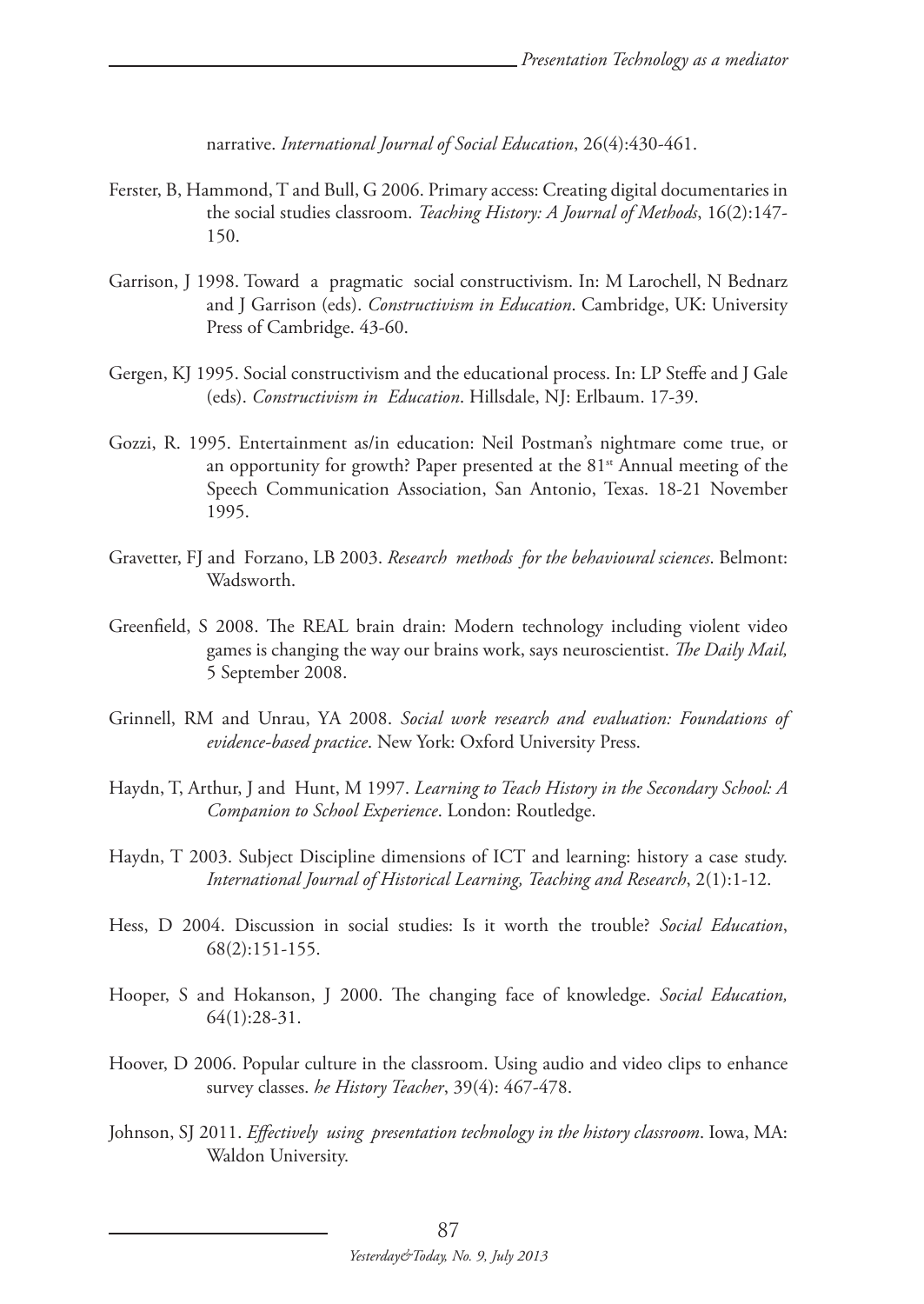narrative. *International Journal of Social Education*, 26(4):430-461.

Ferster, B, Hammond, T and Bull, G 2006. Primary access: Creating digital documentaries in the social studies classroom. *Teaching History: A Journal of Methods*, 16(2):147-150.

Garrison, J 1998. Toward a pragmatic social constructivism. In: M Larochell, N Bednarz and J Garrison (eds). *Constructivism in Education*. Cambridge, UK: University Press of Cambridge. 43-60.

Gergen, KJ 1995. Social constructivism and the educational process. In: LP Steffe and J Gale (eds). *Constructivism in Education*. Hillsdale, NJ: Erlbaum. 17-39.

Gozzi, R. 1995. Entertainment as/in education: Neil Postman's nightmare come true, or an opportunity for growth? Paper presented at the 81st Annual meeting of the Speech Communication Association, San Antonio, Texas. 18-21 November 1995.

Gravetter, FJ and Forzano, LB 2003. *Research methods for the behavioural sciences*. Belmont: Wadsworth.

Greenfield, S 2008. The REAL brain drain: Modern technology including violent video games is changing the way our brains work, says neuroscientist. *The Daily Mail,* 5 September 2008.

Grinnell, RM and Unrau, YA 2008. *Social work research and evaluation: Foundations of evidence-based practice*. New York: Oxford University Press.

Haydn, T, Arthur, J and Hunt, M 1997. *Learning to Teach History in the Secondary School: A Companion to School Experience*. London: Routledge.

Haydn, T 2003. Subject Discipline dimensions of ICT and learning: history a case study. *International Journal of Historical Learning, Teaching and Research*, 2(1):1-12.

Hess, D 2004. Discussion in social studies: Is it worth the trouble? *Social Education*, 68(2):151-155.

Hooper, S and Hokanson, J 2000. The changing face of knowledge. *Social Education,* 64(1):28-31.

Hoover, D 2006. Popular culture in the classroom. Using audio and video clips to enhance survey classes. *he History Teacher*, 39(4): 467-478.

Johnson, SJ 2011. *Effectively using presentation technology in the history classroom*. Iowa, MA: Waldon University.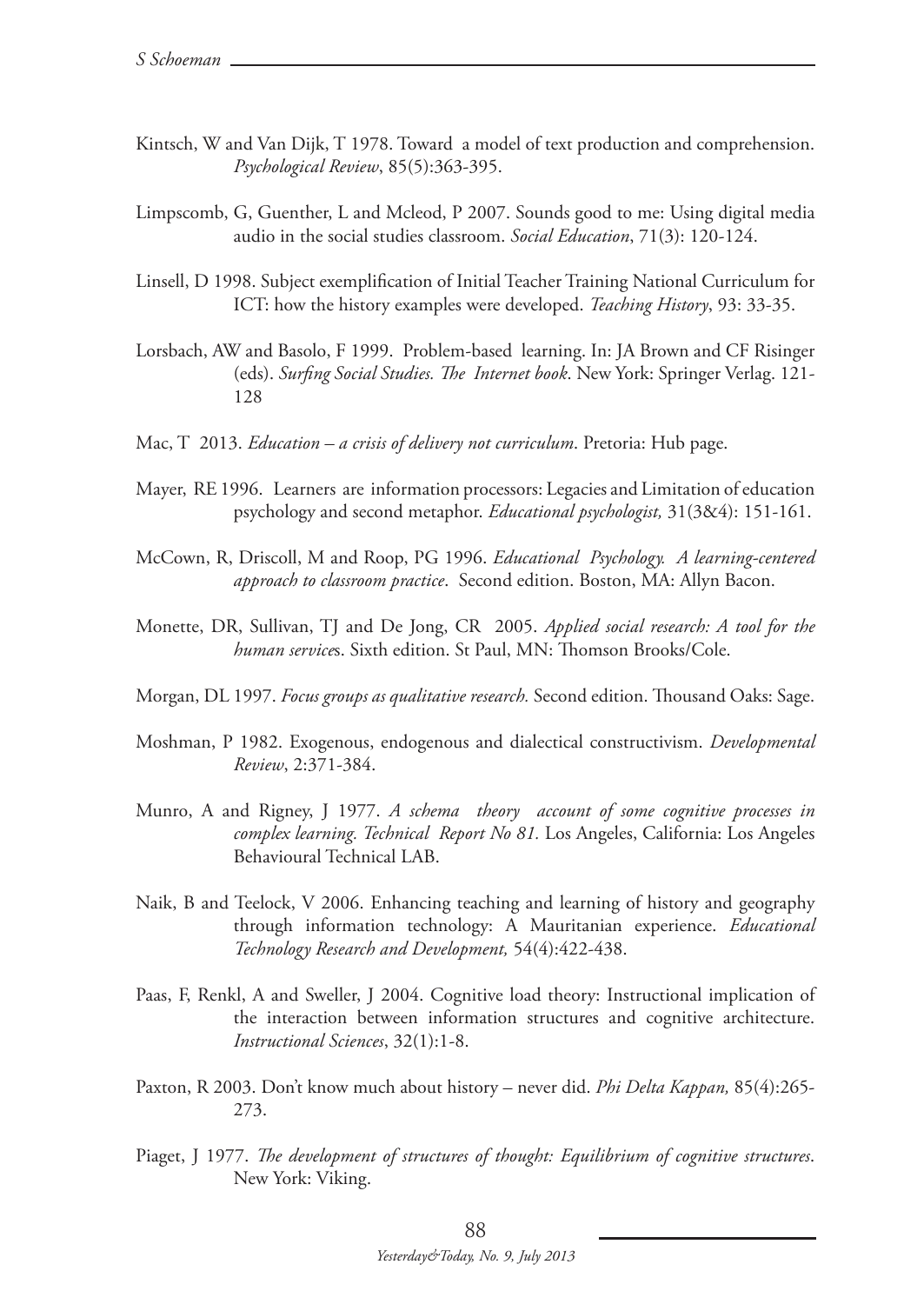Kintsch, W and Van Dijk, T 1978. Toward a model of text production and comprehension. *Psychological Review*, 85(5):363-395.

Limpscomb, G, Guenther, L and Mcleod, P 2007. Sounds good to me: Using digital media audio in the social studies classroom. *Social Education*, 71(3): 120-124.

Linsell, D 1998. Subject exemplification of Initial Teacher Training National Curriculum for ICT: how the history examples were developed. *Teaching History*, 93: 33-35.

Lorsbach, AW and Basolo, F 1999. Problem-based learning. In: JA Brown and CF Risinger (eds). *Surfing Social Studies. The Internet book*. New York: Springer Verlag. 121-128

Mac, T 2013. *Education – a crisis of delivery not curriculum*. Pretoria: Hub page.

Mayer, RE 1996. Learners are information processors: Legacies and Limitation of education psychology and second metaphor. *Educational psychologist,* 31(3&4): 151-161.

McCown, R, Driscoll, M and Roop, PG 1996. *Educational Psychology. A learning-centered approach to classroom practice*. Second edition. Boston, MA: Allyn Bacon.

Monette, DR, Sullivan, TJ and De Jong, CR 2005. *Applied social research: A tool for the human service*s. Sixth edition. St Paul, MN: Thomson Brooks/Cole.

Morgan, DL 1997. *Focus groups as qualitative research.* Second edition. Thousand Oaks: Sage.

Moshman, P 1982. Exogenous, endogenous and dialectical constructivism. *Developmental Review*, 2:371-384.

Munro, A and Rigney, J 1977. *A schema theory account of some cognitive processes in complex learning. Technical Report No 81.* Los Angeles, California: Los Angeles Behavioural Technical LAB.

Naik, B and Teelock, V 2006. Enhancing teaching and learning of history and geography through information technology: A Mauritanian experience. *Educational Technology Research and Development,* 54(4):422-438.

Paas, F, Renkl, A and Sweller, J 2004. Cognitive load theory: Instructional implication of the interaction between information structures and cognitive architecture. *Instructional Sciences*, 32(1):1-8.

Paxton, R 2003. Don't know much about history – never did. *Phi Delta Kappan,* 85(4):265-273.

Piaget, J 1977. *The development of structures of thought: Equilibrium of cognitive structures*. New York: Viking.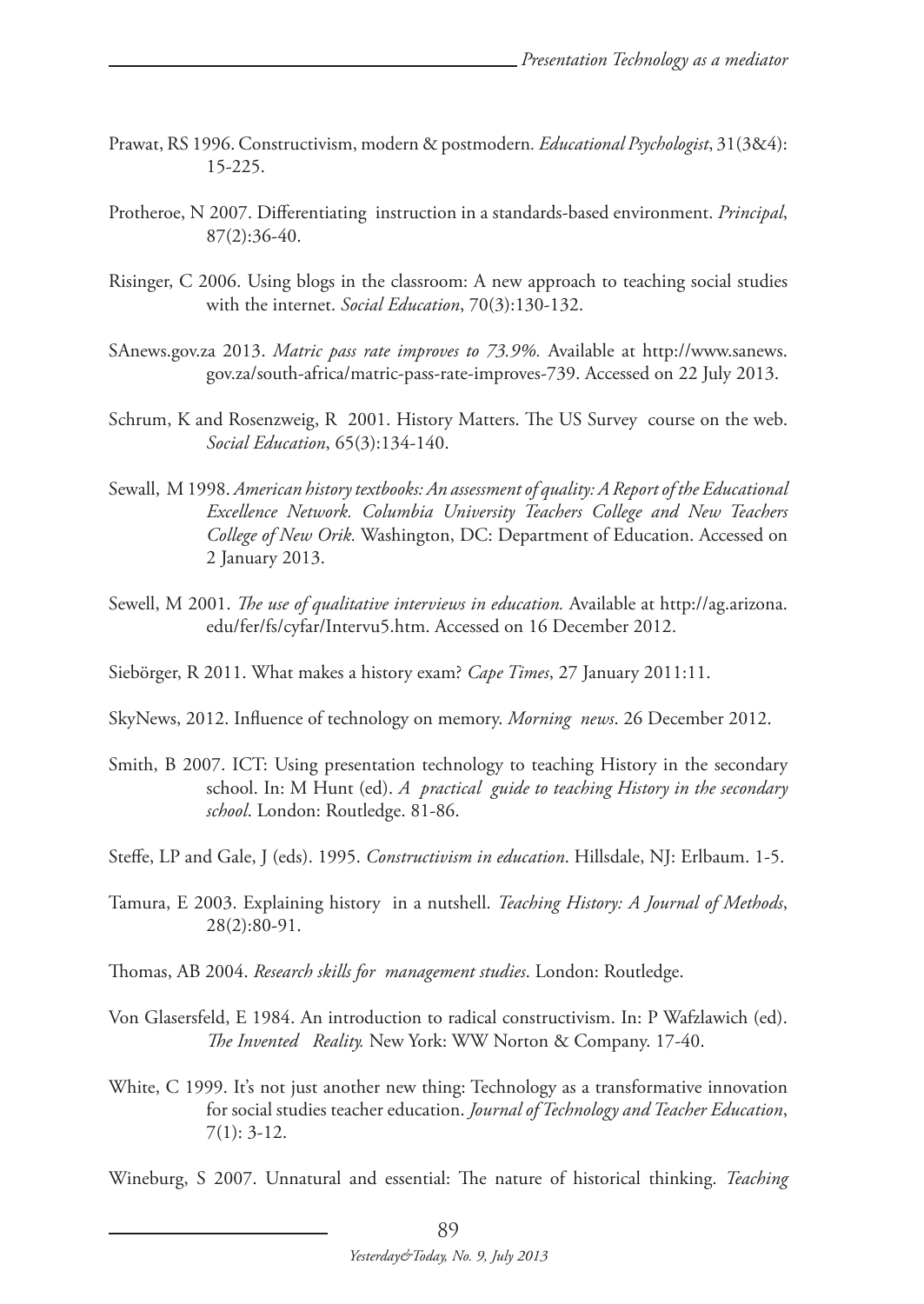Prawat, RS 1996. Constructivism, modern & postmodern*. Educational Psychologist*, 31(3&4): 15-225.

Protheroe, N 2007. Differentiating instruction in a standards-based environment. *Principal*, 87(2):36-40.

Risinger, C 2006. Using blogs in the classroom: A new approach to teaching social studies with the internet. *Social Education*, 70(3):130-132.

SAnews.gov.za 2013. *Matric pass rate improves to 73.9%.* Available at http://www.sanews.gov.za/south-africa/matric-pass-rate-improves-739. Accessed on 22 July 2013.

Schrum, K and Rosenzweig, R 2001. History Matters. The US Survey course on the web. *Social Education*, 65(3):134-140.

Sewall, M 1998. *American history textbooks: An assessment of quality: A Report of the Educational Excellence Network. Columbia University Teachers College and New Teachers College of New Orik.* Washington, DC: Department of Education. Accessed on 2 January 2013.

Sewell, M 2001. *The use of qualitative interviews in education.* Available at http://ag.arizona.edu/fer/fs/cyfar/Intervu5.htm. Accessed on 16 December 2012.

Siebörger, R 2011. What makes a history exam? *Cape Times*, 27 January 2011:11.

SkyNews, 2012. Influence of technology on memory. *Morning news*. 26 December 2012.

Smith, B 2007. ICT: Using presentation technology to teaching History in the secondary school. In: M Hunt (ed). *A practical guide to teaching History in the secondary school*. London: Routledge. 81-86.

Steffe, LP and Gale, J (eds). 1995. *Constructivism in education*. Hillsdale, NJ: Erlbaum. 1-5.

Tamura, E 2003. Explaining history in a nutshell. *Teaching History: A Journal of Methods*, 28(2):80-91.

Thomas, AB 2004. *Research skills for management studies*. London: Routledge.

Von Glasersfeld, E 1984. An introduction to radical constructivism. In: P Wafzlawich (ed). *The Invented Reality.* New York: WW Norton & Company. 17-40.

White, C 1999. It's not just another new thing: Technology as a transformative innovation for social studies teacher education. *Journal of Technology and Teacher Education*, 7(1): 3-12.

Wineburg, S 2007. Unnatural and essential: The nature of historical thinking. *Teaching*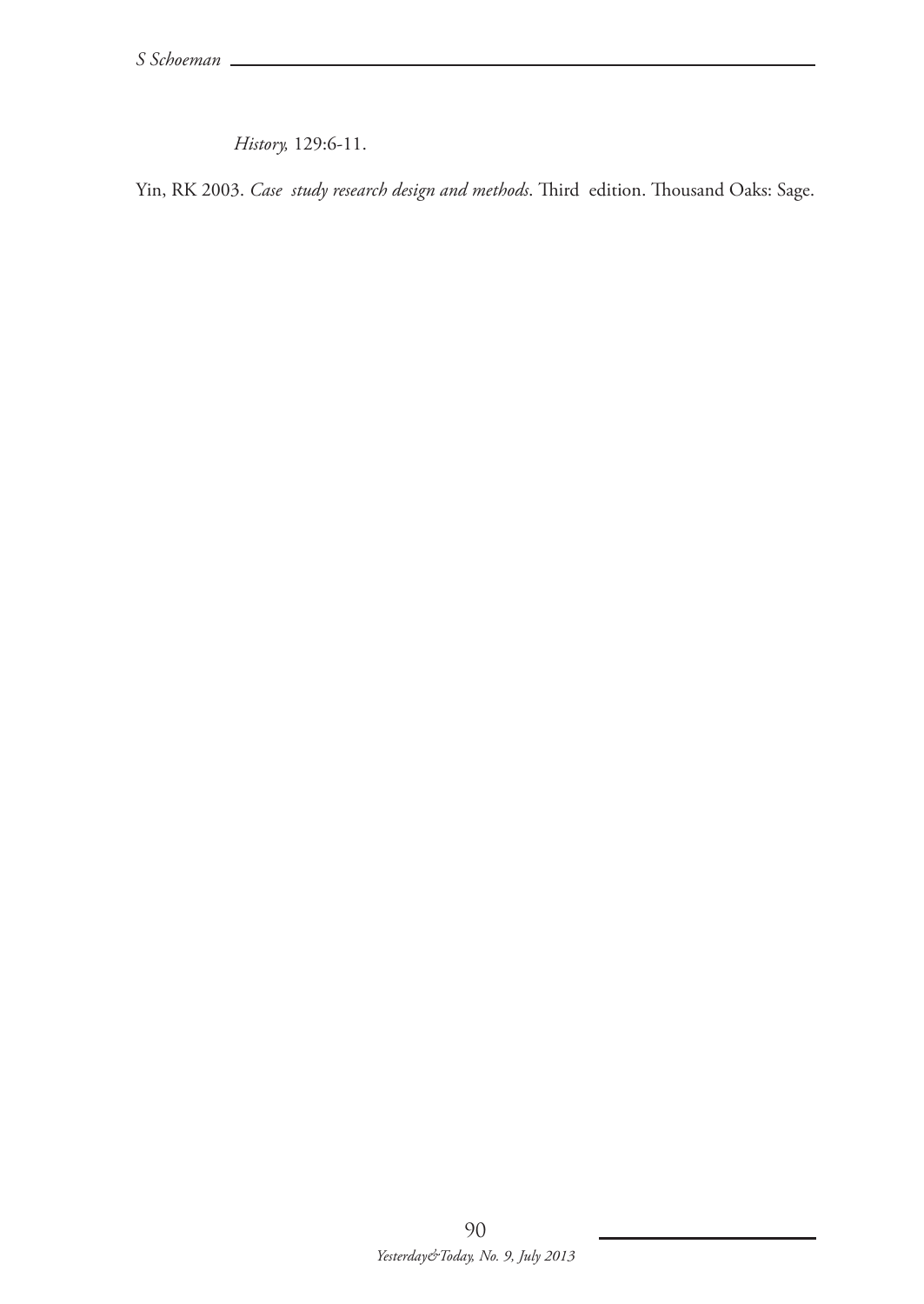*History,* 129:6-11.

Yin, RK 2003. *Case study research design and methods*. Third edition. Thousand Oaks: Sage.